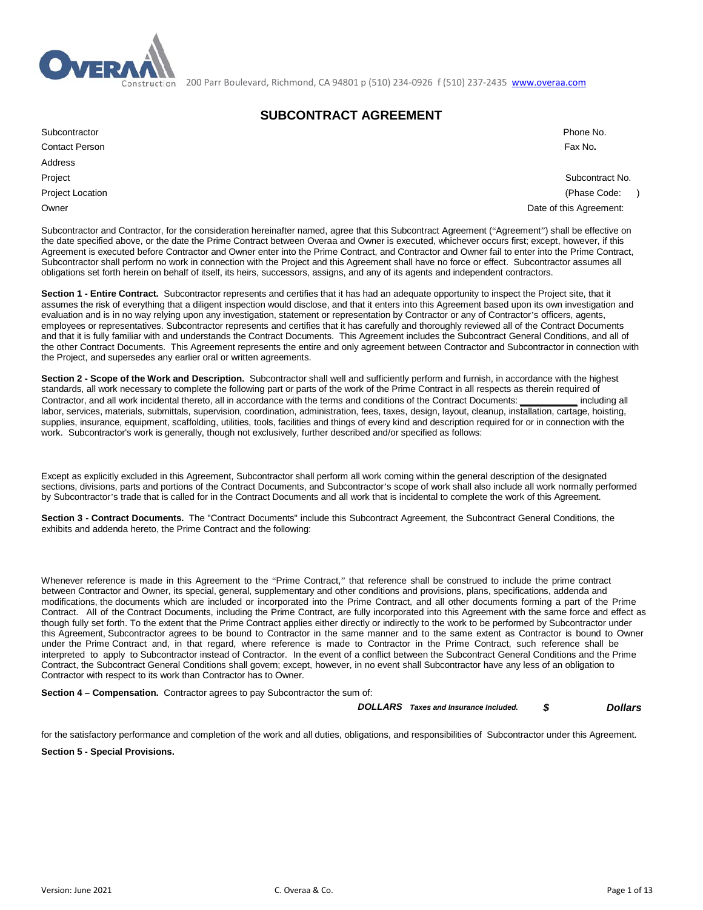200 Parr Boulevard, Richmond, CA 94801 p (510) 234-0926 f (510) 237-2435 www.overaa.com

# SUBCONTRACT AGREEMENT

| | |
|---|---|
| Subcontractor | Phone No. |
| Contact Person | Fax No. |
| Address | |
| Project | Subcontract No. |
| Project Location | (Phase Code: ) |
| Owner | Date of this Agreement: |

Subcontractor and Contractor, for the consideration hereinafter named, agree that this Subcontract Agreement ("Agreement") shall be effective on the date specified above, or the date the Prime Contract between Overaa and Owner is executed, whichever occurs first; except, however, if this Agreement is executed before Contractor and Owner enter into the Prime Contract, and Contractor and Owner fail to enter into the Prime Contract, Subcontractor shall perform no work in connection with the Project and this Agreement shall have no force or effect. Subcontractor assumes all obligations set forth herein on behalf of itself, its heirs, successors, assigns, and any of its agents and independent contractors.

**Section 1 - Entire Contract.** Subcontractor represents and certifies that it has had an adequate opportunity to inspect the Project site, that it assumes the risk of everything that a diligent inspection would disclose, and that it enters into this Agreement based upon its own investigation and evaluation and is in no way relying upon any investigation, statement or representation by Contractor or any of Contractor's officers, agents, employees or representatives. Subcontractor represents and certifies that it has carefully and thoroughly reviewed all of the Contract Documents and that it is fully familiar with and understands the Contract Documents. This Agreement includes the Subcontract General Conditions, and all of the other Contract Documents. This Agreement represents the entire and only agreement between Contractor and Subcontractor in connection with the Project, and supersedes any earlier oral or written agreements.

**Section 2 - Scope of the Work and Description.** Subcontractor shall well and sufficiently perform and furnish, in accordance with the highest standards, all work necessary to complete the following part or parts of the work of the Prime Contract in all respects as therein required of Contractor, and all work incidental thereto, all in accordance with the terms and conditions of the Contract Documents: ___________ including all labor, services, materials, submittals, supervision, coordination, administration, fees, taxes, design, layout, cleanup, installation, cartage, hoisting, supplies, insurance, equipment, scaffolding, utilities, tools, facilities and things of every kind and description required for or in connection with the work. Subcontractor's work is generally, though not exclusively, further described and/or specified as follows:

Except as explicitly excluded in this Agreement, Subcontractor shall perform all work coming within the general description of the designated sections, divisions, parts and portions of the Contract Documents, and Subcontractor's scope of work shall also include all work normally performed by Subcontractor's trade that is called for in the Contract Documents and all work that is incidental to complete the work of this Agreement.

**Section 3 - Contract Documents.** The "Contract Documents" include this Subcontract Agreement, the Subcontract General Conditions, the exhibits and addenda hereto, the Prime Contract and the following:

Whenever reference is made in this Agreement to the "Prime Contract," that reference shall be construed to include the prime contract between Contractor and Owner, its special, general, supplementary and other conditions and provisions, plans, specifications, addenda and modifications, the documents which are included or incorporated into the Prime Contract, and all other documents forming a part of the Prime Contract. All of the Contract Documents, including the Prime Contract, are fully incorporated into this Agreement with the same force and effect as though fully set forth. To the extent that the Prime Contract applies either directly or indirectly to the work to be performed by Subcontractor under this Agreement, Subcontractor agrees to be bound to Contractor in the same manner and to the same extent as Contractor is bound to Owner under the Prime Contract and, in that regard, where reference is made to Contractor in the Prime Contract, such reference shall be interpreted to apply to Subcontractor instead of Contractor. In the event of a conflict between the Subcontract General Conditions and the Prime Contract, the Subcontract General Conditions shall govern; except, however, in no event shall Subcontractor have any less of an obligation to Contractor with respect to its work than Contractor has to Owner.

**Section 4 – Compensation.** Contractor agrees to pay Subcontractor the sum of:

***DOLLARS*** ***Taxes and Insurance Included.*** ***$*** ***Dollars***

for the satisfactory performance and completion of the work and all duties, obligations, and responsibilities of Subcontractor under this Agreement.

**Section 5 - Special Provisions.**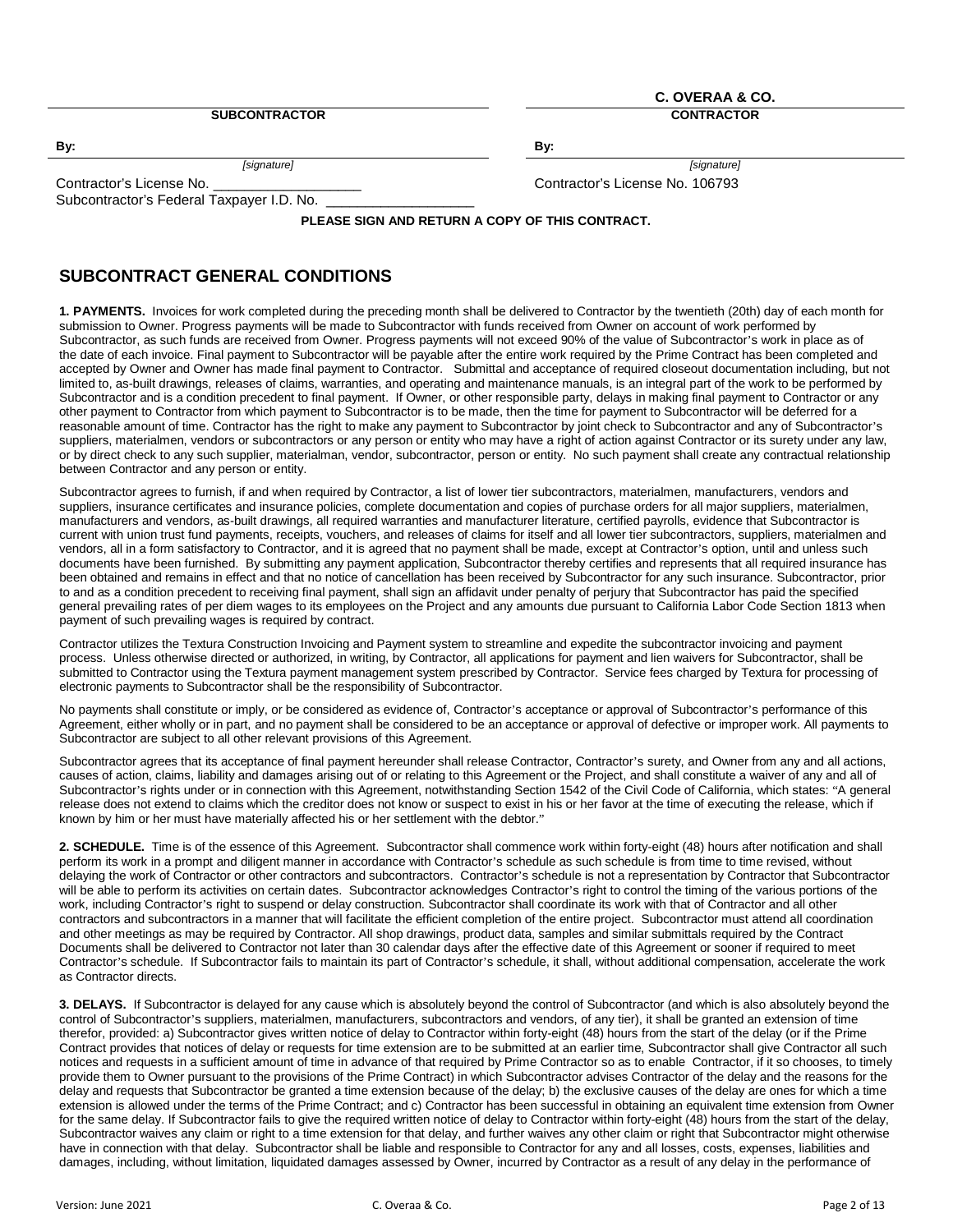| | C. OVERAA & CO. |
|---|---|
| **SUBCONTRACTOR** | **CONTRACTOR** |
| **By:** | **By:** |
| *[signature]* | *[signature]* |
| Contractor's License No. ___________________ | Contractor's License No. 106793 |
| Subcontractor's Federal Taxpayer I.D. No. ___________________ | |

**PLEASE SIGN AND RETURN A COPY OF THIS CONTRACT.**

## SUBCONTRACT GENERAL CONDITIONS

**1. PAYMENTS.** Invoices for work completed during the preceding month shall be delivered to Contractor by the twentieth (20th) day of each month for submission to Owner. Progress payments will be made to Subcontractor with funds received from Owner on account of work performed by Subcontractor, as such funds are received from Owner. Progress payments will not exceed 90% of the value of Subcontractor's work in place as of the date of each invoice. Final payment to Subcontractor will be payable after the entire work required by the Prime Contract has been completed and accepted by Owner and Owner has made final payment to Contractor. Submittal and acceptance of required closeout documentation including, but not limited to, as-built drawings, releases of claims, warranties, and operating and maintenance manuals, is an integral part of the work to be performed by Subcontractor and is a condition precedent to final payment. If Owner, or other responsible party, delays in making final payment to Contractor or any other payment to Contractor from which payment to Subcontractor is to be made, then the time for payment to Subcontractor will be deferred for a reasonable amount of time. Contractor has the right to make any payment to Subcontractor by joint check to Subcontractor and any of Subcontractor's suppliers, materialmen, vendors or subcontractors or any person or entity who may have a right of action against Contractor or its surety under any law, or by direct check to any such supplier, materialman, vendor, subcontractor, person or entity. No such payment shall create any contractual relationship between Contractor and any person or entity.

Subcontractor agrees to furnish, if and when required by Contractor, a list of lower tier subcontractors, materialmen, manufacturers, vendors and suppliers, insurance certificates and insurance policies, complete documentation and copies of purchase orders for all major suppliers, materialmen, manufacturers and vendors, as-built drawings, all required warranties and manufacturer literature, certified payrolls, evidence that Subcontractor is current with union trust fund payments, receipts, vouchers, and releases of claims for itself and all lower tier subcontractors, suppliers, materialmen and vendors, all in a form satisfactory to Contractor, and it is agreed that no payment shall be made, except at Contractor's option, until and unless such documents have been furnished. By submitting any payment application, Subcontractor thereby certifies and represents that all required insurance has been obtained and remains in effect and that no notice of cancellation has been received by Subcontractor for any such insurance. Subcontractor, prior to and as a condition precedent to receiving final payment, shall sign an affidavit under penalty of perjury that Subcontractor has paid the specified general prevailing rates of per diem wages to its employees on the Project and any amounts due pursuant to California Labor Code Section 1813 when payment of such prevailing wages is required by contract.

Contractor utilizes the Textura Construction Invoicing and Payment system to streamline and expedite the subcontractor invoicing and payment process. Unless otherwise directed or authorized, in writing, by Contractor, all applications for payment and lien waivers for Subcontractor, shall be submitted to Contractor using the Textura payment management system prescribed by Contractor. Service fees charged by Textura for processing of electronic payments to Subcontractor shall be the responsibility of Subcontractor.

No payments shall constitute or imply, or be considered as evidence of, Contractor's acceptance or approval of Subcontractor's performance of this Agreement, either wholly or in part, and no payment shall be considered to be an acceptance or approval of defective or improper work. All payments to Subcontractor are subject to all other relevant provisions of this Agreement.

Subcontractor agrees that its acceptance of final payment hereunder shall release Contractor, Contractor's surety, and Owner from any and all actions, causes of action, claims, liability and damages arising out of or relating to this Agreement or the Project, and shall constitute a waiver of any and all of Subcontractor's rights under or in connection with this Agreement, notwithstanding Section 1542 of the Civil Code of California, which states: "A general release does not extend to claims which the creditor does not know or suspect to exist in his or her favor at the time of executing the release, which if known by him or her must have materially affected his or her settlement with the debtor."

**2. SCHEDULE.** Time is of the essence of this Agreement. Subcontractor shall commence work within forty-eight (48) hours after notification and shall perform its work in a prompt and diligent manner in accordance with Contractor's schedule as such schedule is from time to time revised, without delaying the work of Contractor or other contractors and subcontractors. Contractor's schedule is not a representation by Contractor that Subcontractor will be able to perform its activities on certain dates. Subcontractor acknowledges Contractor's right to control the timing of the various portions of the work, including Contractor's right to suspend or delay construction. Subcontractor shall coordinate its work with that of Contractor and all other contractors and subcontractors in a manner that will facilitate the efficient completion of the entire project. Subcontractor must attend all coordination and other meetings as may be required by Contractor. All shop drawings, product data, samples and similar submittals required by the Contract Documents shall be delivered to Contractor not later than 30 calendar days after the effective date of this Agreement or sooner if required to meet Contractor's schedule. If Subcontractor fails to maintain its part of Contractor's schedule, it shall, without additional compensation, accelerate the work as Contractor directs.

**3. DELAYS.** If Subcontractor is delayed for any cause which is absolutely beyond the control of Subcontractor (and which is also absolutely beyond the control of Subcontractor's suppliers, materialmen, manufacturers, subcontractors and vendors, of any tier), it shall be granted an extension of time therefor, provided: a) Subcontractor gives written notice of delay to Contractor within forty-eight (48) hours from the start of the delay (or if the Prime Contract provides that notices of delay or requests for time extension are to be submitted at an earlier time, Subcontractor shall give Contractor all such notices and requests in a sufficient amount of time in advance of that required by Prime Contractor so as to enable Contractor, if it so chooses, to timely provide them to Owner pursuant to the provisions of the Prime Contract) in which Subcontractor advises Contractor of the delay and the reasons for the delay and requests that Subcontractor be granted a time extension because of the delay; b) the exclusive causes of the delay are ones for which a time extension is allowed under the terms of the Prime Contract; and c) Contractor has been successful in obtaining an equivalent time extension from Owner for the same delay. If Subcontractor fails to give the required written notice of delay to Contractor within forty-eight (48) hours from the start of the delay, Subcontractor waives any claim or right to a time extension for that delay, and further waives any other claim or right that Subcontractor might otherwise have in connection with that delay. Subcontractor shall be liable and responsible to Contractor for any and all losses, costs, expenses, liabilities and damages, including, without limitation, liquidated damages assessed by Owner, incurred by Contractor as a result of any delay in the performance of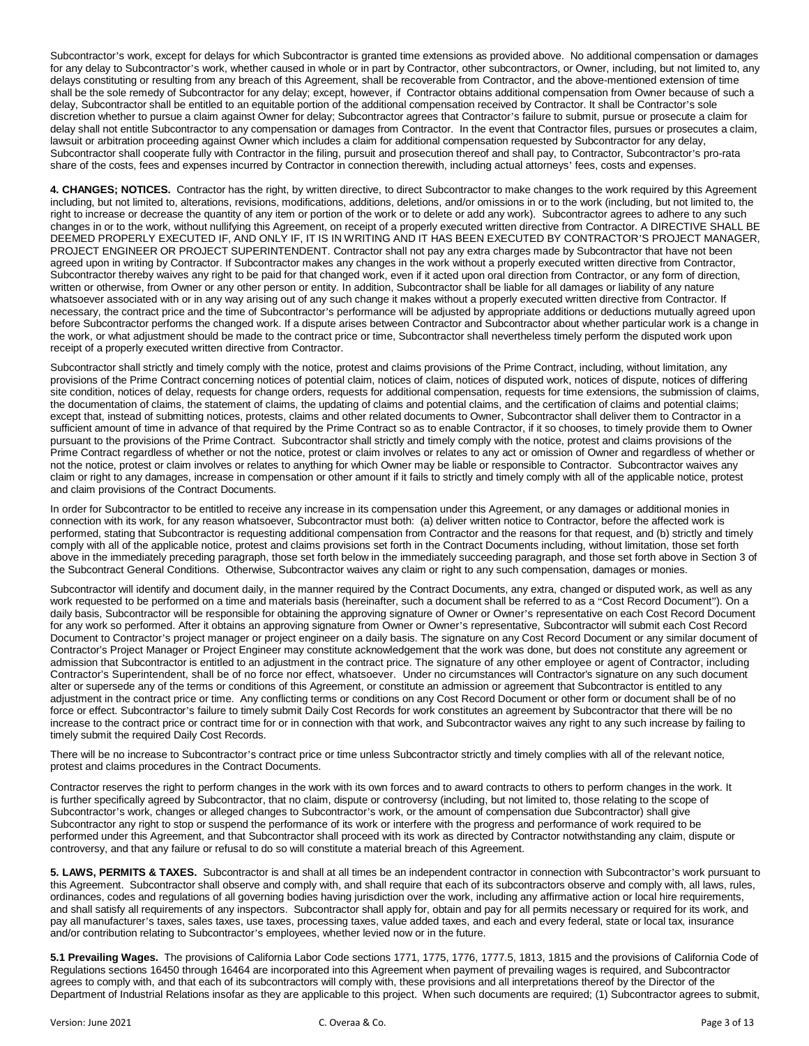Subcontractor's work, except for delays for which Subcontractor is granted time extensions as provided above. No additional compensation or damages for any delay to Subcontractor's work, whether caused in whole or in part by Contractor, other subcontractors, or Owner, including, but not limited to, any delays constituting or resulting from any breach of this Agreement, shall be recoverable from Contractor, and the above-mentioned extension of time shall be the sole remedy of Subcontractor for any delay; except, however, if Contractor obtains additional compensation from Owner because of such a delay, Subcontractor shall be entitled to an equitable portion of the additional compensation received by Contractor. It shall be Contractor's sole discretion whether to pursue a claim against Owner for delay; Subcontractor agrees that Contractor's failure to submit, pursue or prosecute a claim for delay shall not entitle Subcontractor to any compensation or damages from Contractor. In the event that Contractor files, pursues or prosecutes a claim, lawsuit or arbitration proceeding against Owner which includes a claim for additional compensation requested by Subcontractor for any delay, Subcontractor shall cooperate fully with Contractor in the filing, pursuit and prosecution thereof and shall pay, to Contractor, Subcontractor's pro-rata share of the costs, fees and expenses incurred by Contractor in connection therewith, including actual attorneys' fees, costs and expenses.

**4. CHANGES; NOTICES.** Contractor has the right, by written directive, to direct Subcontractor to make changes to the work required by this Agreement including, but not limited to, alterations, revisions, modifications, additions, deletions, and/or omissions in or to the work (including, but not limited to, the right to increase or decrease the quantity of any item or portion of the work or to delete or add any work). Subcontractor agrees to adhere to any such changes in or to the work, without nullifying this Agreement, on receipt of a properly executed written directive from Contractor. A DIRECTIVE SHALL BE DEEMED PROPERLY EXECUTED IF, AND ONLY IF, IT IS IN WRITING AND IT HAS BEEN EXECUTED BY CONTRACTOR'S PROJECT MANAGER, PROJECT ENGINEER OR PROJECT SUPERINTENDENT. Contractor shall not pay any extra charges made by Subcontractor that have not been agreed upon in writing by Contractor. If Subcontractor makes any changes in the work without a properly executed written directive from Contractor, Subcontractor thereby waives any right to be paid for that changed work, even if it acted upon oral direction from Contractor, or any form of direction, written or otherwise, from Owner or any other person or entity. In addition, Subcontractor shall be liable for all damages or liability of any nature whatsoever associated with or in any way arising out of any such change it makes without a properly executed written directive from Contractor. If necessary, the contract price and the time of Subcontractor's performance will be adjusted by appropriate additions or deductions mutually agreed upon before Subcontractor performs the changed work. If a dispute arises between Contractor and Subcontractor about whether particular work is a change in the work, or what adjustment should be made to the contract price or time, Subcontractor shall nevertheless timely perform the disputed work upon receipt of a properly executed written directive from Contractor.

Subcontractor shall strictly and timely comply with the notice, protest and claims provisions of the Prime Contract, including, without limitation, any provisions of the Prime Contract concerning notices of potential claim, notices of claim, notices of disputed work, notices of dispute, notices of differing site condition, notices of delay, requests for change orders, requests for additional compensation, requests for time extensions, the submission of claims, the documentation of claims, the statement of claims, the updating of claims and potential claims, and the certification of claims and potential claims; except that, instead of submitting notices, protests, claims and other related documents to Owner, Subcontractor shall deliver them to Contractor in a sufficient amount of time in advance of that required by the Prime Contract so as to enable Contractor, if it so chooses, to timely provide them to Owner pursuant to the provisions of the Prime Contract. Subcontractor shall strictly and timely comply with the notice, protest and claims provisions of the Prime Contract regardless of whether or not the notice, protest or claim involves or relates to any act or omission of Owner and regardless of whether or not the notice, protest or claim involves or relates to anything for which Owner may be liable or responsible to Contractor. Subcontractor waives any claim or right to any damages, increase in compensation or other amount if it fails to strictly and timely comply with all of the applicable notice, protest and claim provisions of the Contract Documents.

In order for Subcontractor to be entitled to receive any increase in its compensation under this Agreement, or any damages or additional monies in connection with its work, for any reason whatsoever, Subcontractor must both: (a) deliver written notice to Contractor, before the affected work is performed, stating that Subcontractor is requesting additional compensation from Contractor and the reasons for that request, and (b) strictly and timely comply with all of the applicable notice, protest and claims provisions set forth in the Contract Documents including, without limitation, those set forth above in the immediately preceding paragraph, those set forth below in the immediately succeeding paragraph, and those set forth above in Section 3 of the Subcontract General Conditions. Otherwise, Subcontractor waives any claim or right to any such compensation, damages or monies.

Subcontractor will identify and document daily, in the manner required by the Contract Documents, any extra, changed or disputed work, as well as any work requested to be performed on a time and materials basis (hereinafter, such a document shall be referred to as a "Cost Record Document"). On a daily basis, Subcontractor will be responsible for obtaining the approving signature of Owner or Owner's representative on each Cost Record Document for any work so performed. After it obtains an approving signature from Owner or Owner's representative, Subcontractor will submit each Cost Record Document to Contractor's project manager or project engineer on a daily basis. The signature on any Cost Record Document or any similar document of Contractor's Project Manager or Project Engineer may constitute acknowledgement that the work was done, but does not constitute any agreement or admission that Subcontractor is entitled to an adjustment in the contract price. The signature of any other employee or agent of Contractor, including Contractor's Superintendent, shall be of no force nor effect, whatsoever. Under no circumstances will Contractor's signature on any such document alter or supersede any of the terms or conditions of this Agreement, or constitute an admission or agreement that Subcontractor is entitled to any adjustment in the contract price or time. Any conflicting terms or conditions on any Cost Record Document or other form or document shall be of no force or effect. Subcontractor's failure to timely submit Daily Cost Records for work constitutes an agreement by Subcontractor that there will be no increase to the contract price or contract time for or in connection with that work, and Subcontractor waives any right to any such increase by failing to timely submit the required Daily Cost Records.

There will be no increase to Subcontractor's contract price or time unless Subcontractor strictly and timely complies with all of the relevant notice, protest and claims procedures in the Contract Documents.

Contractor reserves the right to perform changes in the work with its own forces and to award contracts to others to perform changes in the work. It is further specifically agreed by Subcontractor, that no claim, dispute or controversy (including, but not limited to, those relating to the scope of Subcontractor's work, changes or alleged changes to Subcontractor's work, or the amount of compensation due Subcontractor) shall give Subcontractor any right to stop or suspend the performance of its work or interfere with the progress and performance of work required to be performed under this Agreement, and that Subcontractor shall proceed with its work as directed by Contractor notwithstanding any claim, dispute or controversy, and that any failure or refusal to do so will constitute a material breach of this Agreement.

**5. LAWS, PERMITS & TAXES.** Subcontractor is and shall at all times be an independent contractor in connection with Subcontractor's work pursuant to this Agreement. Subcontractor shall observe and comply with, and shall require that each of its subcontractors observe and comply with, all laws, rules, ordinances, codes and regulations of all governing bodies having jurisdiction over the work, including any affirmative action or local hire requirements, and shall satisfy all requirements of any inspectors. Subcontractor shall apply for, obtain and pay for all permits necessary or required for its work, and pay all manufacturer's taxes, sales taxes, use taxes, processing taxes, value added taxes, and each and every federal, state or local tax, insurance and/or contribution relating to Subcontractor's employees, whether levied now or in the future.

**5.1 Prevailing Wages.** The provisions of California Labor Code sections 1771, 1775, 1776, 1777.5, 1813, 1815 and the provisions of California Code of Regulations sections 16450 through 16464 are incorporated into this Agreement when payment of prevailing wages is required, and Subcontractor agrees to comply with, and that each of its subcontractors will comply with, these provisions and all interpretations thereof by the Director of the Department of Industrial Relations insofar as they are applicable to this project. When such documents are required; (1) Subcontractor agrees to submit,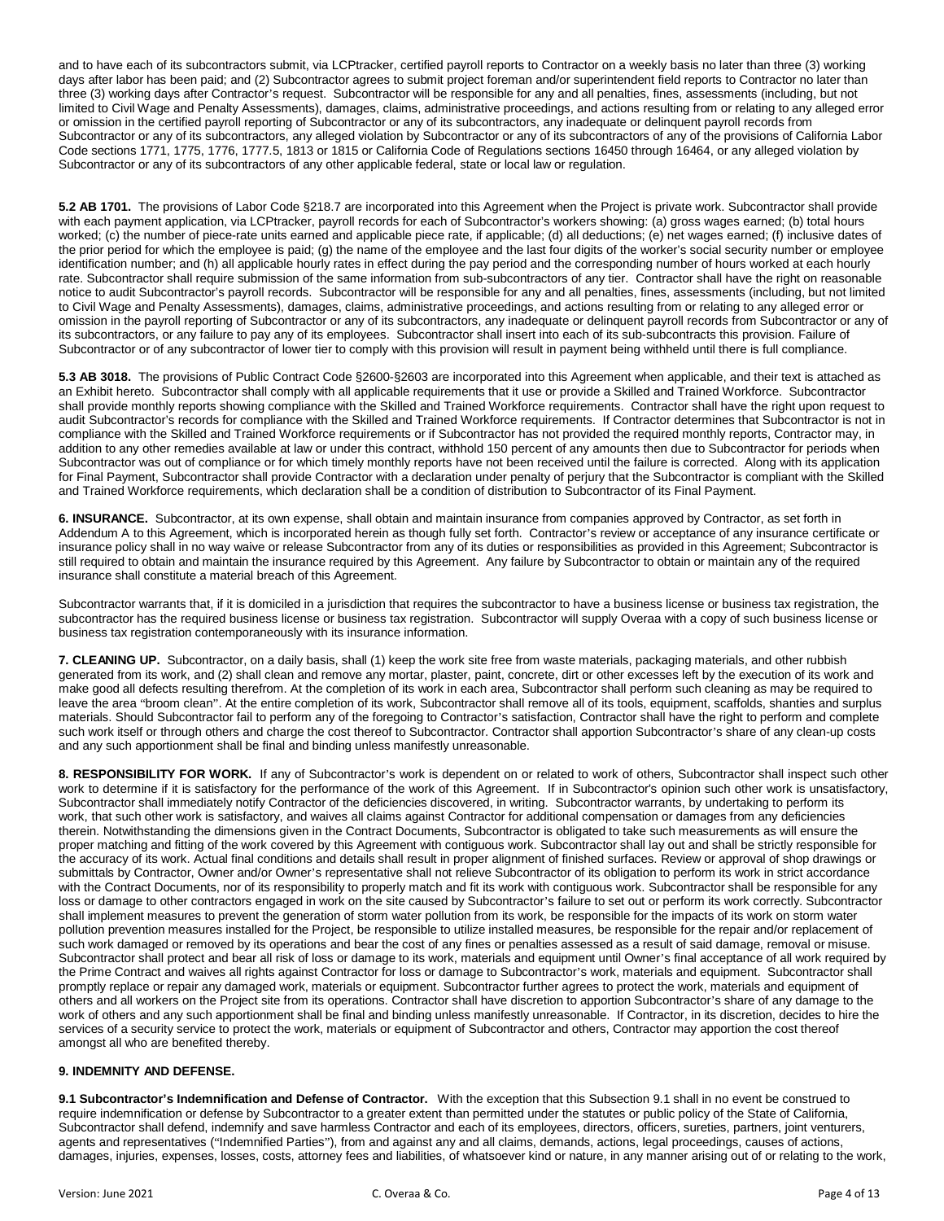and to have each of its subcontractors submit, via LCPtracker, certified payroll reports to Contractor on a weekly basis no later than three (3) working days after labor has been paid; and (2) Subcontractor agrees to submit project foreman and/or superintendent field reports to Contractor no later than three (3) working days after Contractor's request. Subcontractor will be responsible for any and all penalties, fines, assessments (including, but not limited to Civil Wage and Penalty Assessments), damages, claims, administrative proceedings, and actions resulting from or relating to any alleged error or omission in the certified payroll reporting of Subcontractor or any of its subcontractors, any inadequate or delinquent payroll records from Subcontractor or any of its subcontractors, any alleged violation by Subcontractor or any of its subcontractors of any of the provisions of California Labor Code sections 1771, 1775, 1776, 1777.5, 1813 or 1815 or California Code of Regulations sections 16450 through 16464, or any alleged violation by Subcontractor or any of its subcontractors of any other applicable federal, state or local law or regulation.

**5.2 AB 1701.** The provisions of Labor Code §218.7 are incorporated into this Agreement when the Project is private work. Subcontractor shall provide with each payment application, via LCPtracker, payroll records for each of Subcontractor's workers showing: (a) gross wages earned; (b) total hours worked; (c) the number of piece-rate units earned and applicable piece rate, if applicable; (d) all deductions; (e) net wages earned; (f) inclusive dates of the prior period for which the employee is paid; (g) the name of the employee and the last four digits of the worker's social security number or employee identification number; and (h) all applicable hourly rates in effect during the pay period and the corresponding number of hours worked at each hourly rate. Subcontractor shall require submission of the same information from sub-subcontractors of any tier. Contractor shall have the right on reasonable notice to audit Subcontractor's payroll records. Subcontractor will be responsible for any and all penalties, fines, assessments (including, but not limited to Civil Wage and Penalty Assessments), damages, claims, administrative proceedings, and actions resulting from or relating to any alleged error or omission in the payroll reporting of Subcontractor or any of its subcontractors, any inadequate or delinquent payroll records from Subcontractor or any of its subcontractors, or any failure to pay any of its employees. Subcontractor shall insert into each of its sub-subcontracts this provision. Failure of Subcontractor or of any subcontractor of lower tier to comply with this provision will result in payment being withheld until there is full compliance.

**5.3 AB 3018.** The provisions of Public Contract Code §2600-§2603 are incorporated into this Agreement when applicable, and their text is attached as an Exhibit hereto. Subcontractor shall comply with all applicable requirements that it use or provide a Skilled and Trained Workforce. Subcontractor shall provide monthly reports showing compliance with the Skilled and Trained Workforce requirements. Contractor shall have the right upon request to audit Subcontractor's records for compliance with the Skilled and Trained Workforce requirements. If Contractor determines that Subcontractor is not in compliance with the Skilled and Trained Workforce requirements or if Subcontractor has not provided the required monthly reports, Contractor may, in addition to any other remedies available at law or under this contract, withhold 150 percent of any amounts then due to Subcontractor for periods when Subcontractor was out of compliance or for which timely monthly reports have not been received until the failure is corrected. Along with its application for Final Payment, Subcontractor shall provide Contractor with a declaration under penalty of perjury that the Subcontractor is compliant with the Skilled and Trained Workforce requirements, which declaration shall be a condition of distribution to Subcontractor of its Final Payment.

**6. INSURANCE.** Subcontractor, at its own expense, shall obtain and maintain insurance from companies approved by Contractor, as set forth in Addendum A to this Agreement, which is incorporated herein as though fully set forth. Contractor's review or acceptance of any insurance certificate or insurance policy shall in no way waive or release Subcontractor from any of its duties or responsibilities as provided in this Agreement; Subcontractor is still required to obtain and maintain the insurance required by this Agreement. Any failure by Subcontractor to obtain or maintain any of the required insurance shall constitute a material breach of this Agreement.

Subcontractor warrants that, if it is domiciled in a jurisdiction that requires the subcontractor to have a business license or business tax registration, the subcontractor has the required business license or business tax registration. Subcontractor will supply Overaa with a copy of such business license or business tax registration contemporaneously with its insurance information.

**7. CLEANING UP.** Subcontractor, on a daily basis, shall (1) keep the work site free from waste materials, packaging materials, and other rubbish generated from its work, and (2) shall clean and remove any mortar, plaster, paint, concrete, dirt or other excesses left by the execution of its work and make good all defects resulting therefrom. At the completion of its work in each area, Subcontractor shall perform such cleaning as may be required to leave the area "broom clean". At the entire completion of its work, Subcontractor shall remove all of its tools, equipment, scaffolds, shanties and surplus materials. Should Subcontractor fail to perform any of the foregoing to Contractor's satisfaction, Contractor shall have the right to perform and complete such work itself or through others and charge the cost thereof to Subcontractor. Contractor shall apportion Subcontractor's share of any clean-up costs and any such apportionment shall be final and binding unless manifestly unreasonable.

**8. RESPONSIBILITY FOR WORK.** If any of Subcontractor's work is dependent on or related to work of others, Subcontractor shall inspect such other work to determine if it is satisfactory for the performance of the work of this Agreement. If in Subcontractor's opinion such other work is unsatisfactory, Subcontractor shall immediately notify Contractor of the deficiencies discovered, in writing. Subcontractor warrants, by undertaking to perform its work, that such other work is satisfactory, and waives all claims against Contractor for additional compensation or damages from any deficiencies therein. Notwithstanding the dimensions given in the Contract Documents, Subcontractor is obligated to take such measurements as will ensure the proper matching and fitting of the work covered by this Agreement with contiguous work. Subcontractor shall lay out and shall be strictly responsible for the accuracy of its work. Actual final conditions and details shall result in proper alignment of finished surfaces. Review or approval of shop drawings or submittals by Contractor, Owner and/or Owner's representative shall not relieve Subcontractor of its obligation to perform its work in strict accordance with the Contract Documents, nor of its responsibility to properly match and fit its work with contiguous work. Subcontractor shall be responsible for any loss or damage to other contractors engaged in work on the site caused by Subcontractor's failure to set out or perform its work correctly. Subcontractor shall implement measures to prevent the generation of storm water pollution from its work, be responsible for the impacts of its work on storm water pollution prevention measures installed for the Project, be responsible to utilize installed measures, be responsible for the repair and/or replacement of such work damaged or removed by its operations and bear the cost of any fines or penalties assessed as a result of said damage, removal or misuse. Subcontractor shall protect and bear all risk of loss or damage to its work, materials and equipment until Owner's final acceptance of all work required by the Prime Contract and waives all rights against Contractor for loss or damage to Subcontractor's work, materials and equipment. Subcontractor shall promptly replace or repair any damaged work, materials or equipment. Subcontractor further agrees to protect the work, materials and equipment of others and all workers on the Project site from its operations. Contractor shall have discretion to apportion Subcontractor's share of any damage to the work of others and any such apportionment shall be final and binding unless manifestly unreasonable. If Contractor, in its discretion, decides to hire the services of a security service to protect the work, materials or equipment of Subcontractor and others, Contractor may apportion the cost thereof amongst all who are benefited thereby.

**9. INDEMNITY AND DEFENSE.**

**9.1 Subcontractor's Indemnification and Defense of Contractor.** With the exception that this Subsection 9.1 shall in no event be construed to require indemnification or defense by Subcontractor to a greater extent than permitted under the statutes or public policy of the State of California, Subcontractor shall defend, indemnify and save harmless Contractor and each of its employees, directors, officers, sureties, partners, joint venturers, agents and representatives ("Indemnified Parties"), from and against any and all claims, demands, actions, legal proceedings, causes of actions, damages, injuries, expenses, losses, costs, attorney fees and liabilities, of whatsoever kind or nature, in any manner arising out of or relating to the work,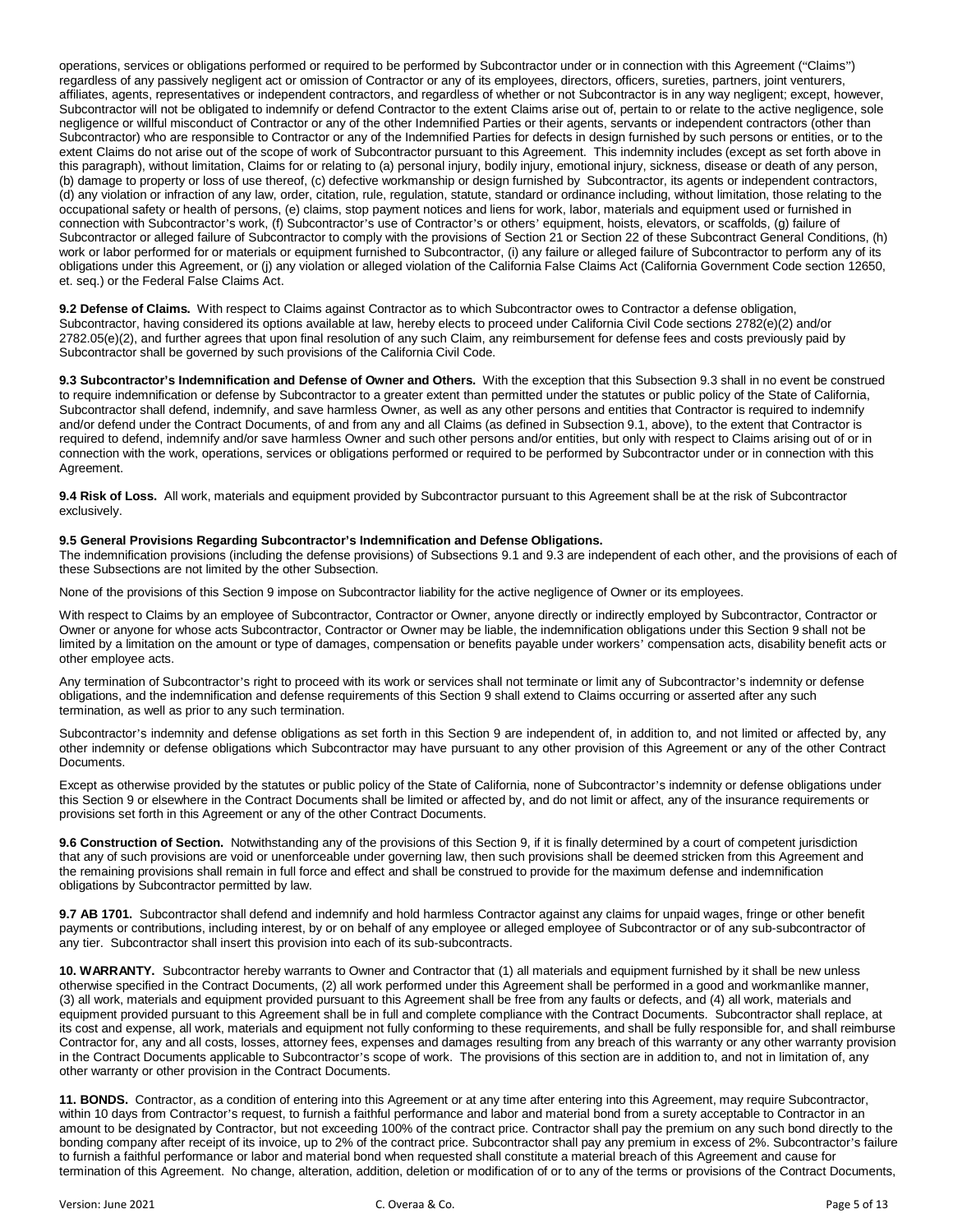operations, services or obligations performed or required to be performed by Subcontractor under or in connection with this Agreement ("Claims") regardless of any passively negligent act or omission of Contractor or any of its employees, directors, officers, sureties, partners, joint venturers, affiliates, agents, representatives or independent contractors, and regardless of whether or not Subcontractor is in any way negligent; except, however, Subcontractor will not be obligated to indemnify or defend Contractor to the extent Claims arise out of, pertain to or relate to the active negligence, sole negligence or willful misconduct of Contractor or any of the other Indemnified Parties or their agents, servants or independent contractors (other than Subcontractor) who are responsible to Contractor or any of the Indemnified Parties for defects in design furnished by such persons or entities, or to the extent Claims do not arise out of the scope of work of Subcontractor pursuant to this Agreement. This indemnity includes (except as set forth above in this paragraph), without limitation, Claims for or relating to (a) personal injury, bodily injury, emotional injury, sickness, disease or death of any person, (b) damage to property or loss of use thereof, (c) defective workmanship or design furnished by Subcontractor, its agents or independent contractors, (d) any violation or infraction of any law, order, citation, rule, regulation, statute, standard or ordinance including, without limitation, those relating to the occupational safety or health of persons, (e) claims, stop payment notices and liens for work, labor, materials and equipment used or furnished in connection with Subcontractor's work, (f) Subcontractor's use of Contractor's or others' equipment, hoists, elevators, or scaffolds, (g) failure of Subcontractor or alleged failure of Subcontractor to comply with the provisions of Section 21 or Section 22 of these Subcontract General Conditions, (h) work or labor performed for or materials or equipment furnished to Subcontractor, (i) any failure or alleged failure of Subcontractor to perform any of its obligations under this Agreement, or (j) any violation or alleged violation of the California False Claims Act (California Government Code section 12650, et. seq.) or the Federal False Claims Act.

**9.2 Defense of Claims.** With respect to Claims against Contractor as to which Subcontractor owes to Contractor a defense obligation, Subcontractor, having considered its options available at law, hereby elects to proceed under California Civil Code sections 2782(e)(2) and/or 2782.05(e)(2), and further agrees that upon final resolution of any such Claim, any reimbursement for defense fees and costs previously paid by Subcontractor shall be governed by such provisions of the California Civil Code.

**9.3 Subcontractor's Indemnification and Defense of Owner and Others.** With the exception that this Subsection 9.3 shall in no event be construed to require indemnification or defense by Subcontractor to a greater extent than permitted under the statutes or public policy of the State of California, Subcontractor shall defend, indemnify, and save harmless Owner, as well as any other persons and entities that Contractor is required to indemnify and/or defend under the Contract Documents, of and from any and all Claims (as defined in Subsection 9.1, above), to the extent that Contractor is required to defend, indemnify and/or save harmless Owner and such other persons and/or entities, but only with respect to Claims arising out of or in connection with the work, operations, services or obligations performed or required to be performed by Subcontractor under or in connection with this Agreement.

**9.4 Risk of Loss.** All work, materials and equipment provided by Subcontractor pursuant to this Agreement shall be at the risk of Subcontractor exclusively.

**9.5 General Provisions Regarding Subcontractor's Indemnification and Defense Obligations.**
The indemnification provisions (including the defense provisions) of Subsections 9.1 and 9.3 are independent of each other, and the provisions of each of these Subsections are not limited by the other Subsection.

None of the provisions of this Section 9 impose on Subcontractor liability for the active negligence of Owner or its employees.

With respect to Claims by an employee of Subcontractor, Contractor or Owner, anyone directly or indirectly employed by Subcontractor, Contractor or Owner or anyone for whose acts Subcontractor, Contractor or Owner may be liable, the indemnification obligations under this Section 9 shall not be limited by a limitation on the amount or type of damages, compensation or benefits payable under workers' compensation acts, disability benefit acts or other employee acts.

Any termination of Subcontractor's right to proceed with its work or services shall not terminate or limit any of Subcontractor's indemnity or defense obligations, and the indemnification and defense requirements of this Section 9 shall extend to Claims occurring or asserted after any such termination, as well as prior to any such termination.

Subcontractor's indemnity and defense obligations as set forth in this Section 9 are independent of, in addition to, and not limited or affected by, any other indemnity or defense obligations which Subcontractor may have pursuant to any other provision of this Agreement or any of the other Contract Documents.

Except as otherwise provided by the statutes or public policy of the State of California, none of Subcontractor's indemnity or defense obligations under this Section 9 or elsewhere in the Contract Documents shall be limited or affected by, and do not limit or affect, any of the insurance requirements or provisions set forth in this Agreement or any of the other Contract Documents.

**9.6 Construction of Section.** Notwithstanding any of the provisions of this Section 9, if it is finally determined by a court of competent jurisdiction that any of such provisions are void or unenforceable under governing law, then such provisions shall be deemed stricken from this Agreement and the remaining provisions shall remain in full force and effect and shall be construed to provide for the maximum defense and indemnification obligations by Subcontractor permitted by law.

**9.7 AB 1701.** Subcontractor shall defend and indemnify and hold harmless Contractor against any claims for unpaid wages, fringe or other benefit payments or contributions, including interest, by or on behalf of any employee or alleged employee of Subcontractor or of any sub-subcontractor of any tier. Subcontractor shall insert this provision into each of its sub-subcontracts.

**10. WARRANTY.** Subcontractor hereby warrants to Owner and Contractor that (1) all materials and equipment furnished by it shall be new unless otherwise specified in the Contract Documents, (2) all work performed under this Agreement shall be performed in a good and workmanlike manner, (3) all work, materials and equipment provided pursuant to this Agreement shall be free from any faults or defects, and (4) all work, materials and equipment provided pursuant to this Agreement shall be in full and complete compliance with the Contract Documents. Subcontractor shall replace, at its cost and expense, all work, materials and equipment not fully conforming to these requirements, and shall be fully responsible for, and shall reimburse Contractor for, any and all costs, losses, attorney fees, expenses and damages resulting from any breach of this warranty or any other warranty provision in the Contract Documents applicable to Subcontractor's scope of work. The provisions of this section are in addition to, and not in limitation of, any other warranty or other provision in the Contract Documents.

**11. BONDS.** Contractor, as a condition of entering into this Agreement or at any time after entering into this Agreement, may require Subcontractor, within 10 days from Contractor's request, to furnish a faithful performance and labor and material bond from a surety acceptable to Contractor in an amount to be designated by Contractor, but not exceeding 100% of the contract price. Contractor shall pay the premium on any such bond directly to the bonding company after receipt of its invoice, up to 2% of the contract price. Subcontractor shall pay any premium in excess of 2%. Subcontractor's failure to furnish a faithful performance or labor and material bond when requested shall constitute a material breach of this Agreement and cause for termination of this Agreement. No change, alteration, addition, deletion or modification of or to any of the terms or provisions of the Contract Documents,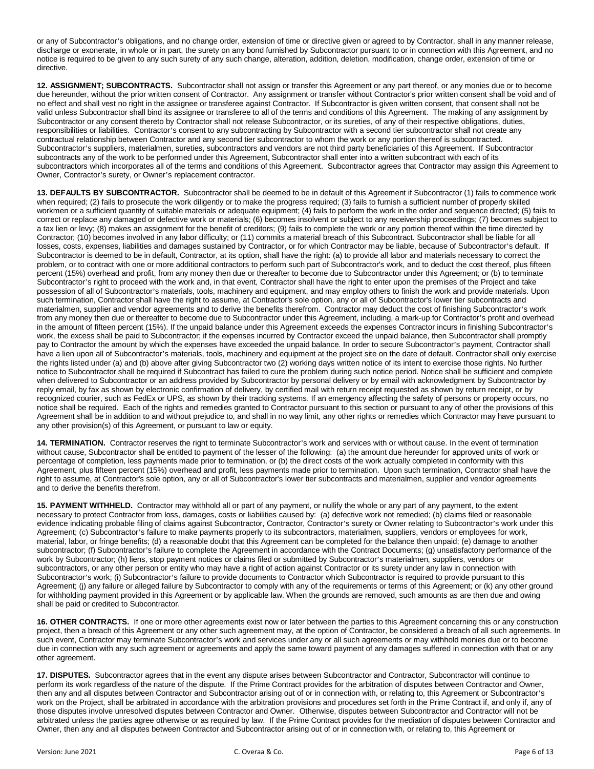or any of Subcontractor's obligations, and no change order, extension of time or directive given or agreed to by Contractor, shall in any manner release, discharge or exonerate, in whole or in part, the surety on any bond furnished by Subcontractor pursuant to or in connection with this Agreement, and no notice is required to be given to any such surety of any such change, alteration, addition, deletion, modification, change order, extension of time or directive.

**12. ASSIGNMENT; SUBCONTRACTS.** Subcontractor shall not assign or transfer this Agreement or any part thereof, or any monies due or to become due hereunder, without the prior written consent of Contractor. Any assignment or transfer without Contractor's prior written consent shall be void and of no effect and shall vest no right in the assignee or transferee against Contractor. If Subcontractor is given written consent, that consent shall not be valid unless Subcontractor shall bind its assignee or transferee to all of the terms and conditions of this Agreement. The making of any assignment by Subcontractor or any consent thereto by Contractor shall not release Subcontractor, or its sureties, of any of their respective obligations, duties, responsibilities or liabilities. Contractor's consent to any subcontracting by Subcontractor with a second tier subcontractor shall not create any contractual relationship between Contractor and any second tier subcontractor to whom the work or any portion thereof is subcontracted. Subcontractor's suppliers, materialmen, sureties, subcontractors and vendors are not third party beneficiaries of this Agreement. If Subcontractor subcontracts any of the work to be performed under this Agreement, Subcontractor shall enter into a written subcontract with each of its subcontractors which incorporates all of the terms and conditions of this Agreement. Subcontractor agrees that Contractor may assign this Agreement to Owner, Contractor's surety, or Owner's replacement contractor.

**13. DEFAULTS BY SUBCONTRACTOR.** Subcontractor shall be deemed to be in default of this Agreement if Subcontractor (1) fails to commence work when required; (2) fails to prosecute the work diligently or to make the progress required; (3) fails to furnish a sufficient number of properly skilled workmen or a sufficient quantity of suitable materials or adequate equipment; (4) fails to perform the work in the order and sequence directed; (5) fails to correct or replace any damaged or defective work or materials; (6) becomes insolvent or subject to any receivership proceedings; (7) becomes subject to a tax lien or levy; (8) makes an assignment for the benefit of creditors; (9) fails to complete the work or any portion thereof within the time directed by Contractor; (10) becomes involved in any labor difficulty; or (11) commits a material breach of this Subcontract. Subcontractor shall be liable for all losses, costs, expenses, liabilities and damages sustained by Contractor, or for which Contractor may be liable, because of Subcontractor's default. If Subcontractor is deemed to be in default, Contractor, at its option, shall have the right: (a) to provide all labor and materials necessary to correct the problem, or to contract with one or more additional contractors to perform such part of Subcontractor's work, and to deduct the cost thereof, plus fifteen percent (15%) overhead and profit, from any money then due or thereafter to become due to Subcontractor under this Agreement; or (b) to terminate Subcontractor's right to proceed with the work and, in that event, Contractor shall have the right to enter upon the premises of the Project and take possession of all of Subcontractor's materials, tools, machinery and equipment, and may employ others to finish the work and provide materials. Upon such termination, Contractor shall have the right to assume, at Contractor's sole option, any or all of Subcontractor's lower tier subcontracts and materialmen, supplier and vendor agreements and to derive the benefits therefrom. Contractor may deduct the cost of finishing Subcontractor's work from any money then due or thereafter to become due to Subcontractor under this Agreement, including, a mark-up for Contractor's profit and overhead in the amount of fifteen percent (15%). If the unpaid balance under this Agreement exceeds the expenses Contractor incurs in finishing Subcontractor's work, the excess shall be paid to Subcontractor; if the expenses incurred by Contractor exceed the unpaid balance, then Subcontractor shall promptly pay to Contractor the amount by which the expenses have exceeded the unpaid balance. In order to secure Subcontractor's payment, Contractor shall have a lien upon all of Subcontractor's materials, tools, machinery and equipment at the project site on the date of default. Contractor shall only exercise the rights listed under (a) and (b) above after giving Subcontractor two (2) working days written notice of its intent to exercise those rights. No further notice to Subcontractor shall be required if Subcontract has failed to cure the problem during such notice period. Notice shall be sufficient and complete when delivered to Subcontractor or an address provided by Subcontractor by personal delivery or by email with acknowledgment by Subcontractor by reply email, by fax as shown by electronic confirmation of delivery, by certified mail with return receipt requested as shown by return receipt, or by recognized courier, such as FedEx or UPS, as shown by their tracking systems. If an emergency affecting the safety of persons or property occurs, no notice shall be required. Each of the rights and remedies granted to Contractor pursuant to this section or pursuant to any of other the provisions of this Agreement shall be in addition to and without prejudice to, and shall in no way limit, any other rights or remedies which Contractor may have pursuant to any other provision(s) of this Agreement, or pursuant to law or equity.

**14. TERMINATION.** Contractor reserves the right to terminate Subcontractor's work and services with or without cause. In the event of termination without cause, Subcontractor shall be entitled to payment of the lesser of the following: (a) the amount due hereunder for approved units of work or percentage of completion, less payments made prior to termination, or (b) the direct costs of the work actually completed in conformity with this Agreement, plus fifteen percent (15%) overhead and profit, less payments made prior to termination. Upon such termination, Contractor shall have the right to assume, at Contractor's sole option, any or all of Subcontractor's lower tier subcontracts and materialmen, supplier and vendor agreements and to derive the benefits therefrom.

**15. PAYMENT WITHHELD.** Contractor may withhold all or part of any payment, or nullify the whole or any part of any payment, to the extent necessary to protect Contractor from loss, damages, costs or liabilities caused by: (a) defective work not remedied; (b) claims filed or reasonable evidence indicating probable filing of claims against Subcontractor, Contractor, Contractor's surety or Owner relating to Subcontractor's work under this Agreement; (c) Subcontractor's failure to make payments properly to its subcontractors, materialmen, suppliers, vendors or employees for work, material, labor, or fringe benefits; (d) a reasonable doubt that this Agreement can be completed for the balance then unpaid; (e) damage to another subcontractor; (f) Subcontractor's failure to complete the Agreement in accordance with the Contract Documents; (g) unsatisfactory performance of the work by Subcontractor; (h) liens, stop payment notices or claims filed or submitted by Subcontractor's materialmen, suppliers, vendors or subcontractors, or any other person or entity who may have a right of action against Contractor or its surety under any law in connection with Subcontractor's work; (i) Subcontractor's failure to provide documents to Contractor which Subcontractor is required to provide pursuant to this Agreement; (j) any failure or alleged failure by Subcontractor to comply with any of the requirements or terms of this Agreement; or (k) any other ground for withholding payment provided in this Agreement or by applicable law. When the grounds are removed, such amounts as are then due and owing shall be paid or credited to Subcontractor.

**16. OTHER CONTRACTS.** If one or more other agreements exist now or later between the parties to this Agreement concerning this or any construction project, then a breach of this Agreement or any other such agreement may, at the option of Contractor, be considered a breach of all such agreements. In such event, Contractor may terminate Subcontractor's work and services under any or all such agreements or may withhold monies due or to become due in connection with any such agreement or agreements and apply the same toward payment of any damages suffered in connection with that or any other agreement.

**17. DISPUTES.** Subcontractor agrees that in the event any dispute arises between Subcontractor and Contractor, Subcontractor will continue to perform its work regardless of the nature of the dispute. If the Prime Contract provides for the arbitration of disputes between Contractor and Owner, then any and all disputes between Contractor and Subcontractor arising out of or in connection with, or relating to, this Agreement or Subcontractor's work on the Project, shall be arbitrated in accordance with the arbitration provisions and procedures set forth in the Prime Contract if, and only if, any of those disputes involve unresolved disputes between Contractor and Owner. Otherwise, disputes between Subcontractor and Contractor will not be arbitrated unless the parties agree otherwise or as required by law. If the Prime Contract provides for the mediation of disputes between Contractor and Owner, then any and all disputes between Contractor and Subcontractor arising out of or in connection with, or relating to, this Agreement or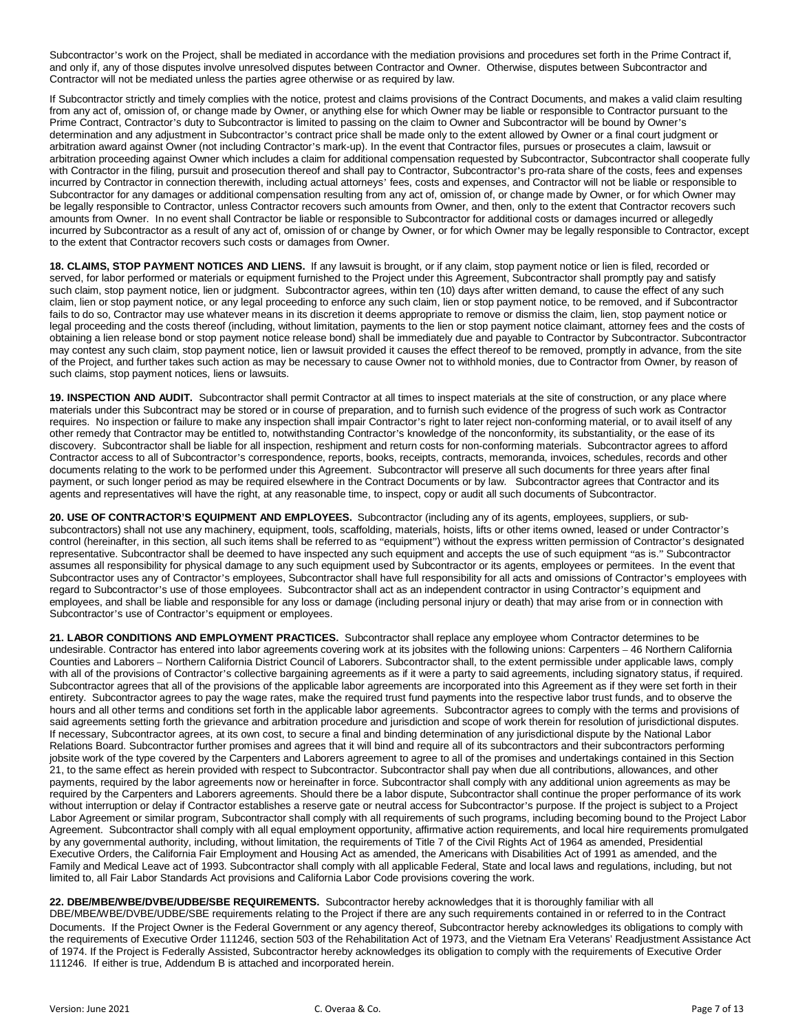Subcontractor's work on the Project, shall be mediated in accordance with the mediation provisions and procedures set forth in the Prime Contract if, and only if, any of those disputes involve unresolved disputes between Contractor and Owner. Otherwise, disputes between Subcontractor and Contractor will not be mediated unless the parties agree otherwise or as required by law.

If Subcontractor strictly and timely complies with the notice, protest and claims provisions of the Contract Documents, and makes a valid claim resulting from any act of, omission of, or change made by Owner, or anything else for which Owner may be liable or responsible to Contractor pursuant to the Prime Contract, Contractor's duty to Subcontractor is limited to passing on the claim to Owner and Subcontractor will be bound by Owner's determination and any adjustment in Subcontractor's contract price shall be made only to the extent allowed by Owner or a final court judgment or arbitration award against Owner (not including Contractor's mark-up). In the event that Contractor files, pursues or prosecutes a claim, lawsuit or arbitration proceeding against Owner which includes a claim for additional compensation requested by Subcontractor, Subcontractor shall cooperate fully with Contractor in the filing, pursuit and prosecution thereof and shall pay to Contractor, Subcontractor's pro-rata share of the costs, fees and expenses incurred by Contractor in connection therewith, including actual attorneys' fees, costs and expenses, and Contractor will not be liable or responsible to Subcontractor for any damages or additional compensation resulting from any act of, omission of, or change made by Owner, or for which Owner may be legally responsible to Contractor, unless Contractor recovers such amounts from Owner, and then, only to the extent that Contractor recovers such amounts from Owner. In no event shall Contractor be liable or responsible to Subcontractor for additional costs or damages incurred or allegedly incurred by Subcontractor as a result of any act of, omission of or change by Owner, or for which Owner may be legally responsible to Contractor, except to the extent that Contractor recovers such costs or damages from Owner.

**18. CLAIMS, STOP PAYMENT NOTICES AND LIENS.** If any lawsuit is brought, or if any claim, stop payment notice or lien is filed, recorded or served, for labor performed or materials or equipment furnished to the Project under this Agreement, Subcontractor shall promptly pay and satisfy such claim, stop payment notice, lien or judgment. Subcontractor agrees, within ten (10) days after written demand, to cause the effect of any such claim, lien or stop payment notice, or any legal proceeding to enforce any such claim, lien or stop payment notice, to be removed, and if Subcontractor fails to do so, Contractor may use whatever means in its discretion it deems appropriate to remove or dismiss the claim, lien, stop payment notice or legal proceeding and the costs thereof (including, without limitation, payments to the lien or stop payment notice claimant, attorney fees and the costs of obtaining a lien release bond or stop payment notice release bond) shall be immediately due and payable to Contractor by Subcontractor. Subcontractor may contest any such claim, stop payment notice, lien or lawsuit provided it causes the effect thereof to be removed, promptly in advance, from the site of the Project, and further takes such action as may be necessary to cause Owner not to withhold monies, due to Contractor from Owner, by reason of such claims, stop payment notices, liens or lawsuits.

**19. INSPECTION AND AUDIT.** Subcontractor shall permit Contractor at all times to inspect materials at the site of construction, or any place where materials under this Subcontract may be stored or in course of preparation, and to furnish such evidence of the progress of such work as Contractor requires. No inspection or failure to make any inspection shall impair Contractor's right to later reject non-conforming material, or to avail itself of any other remedy that Contractor may be entitled to, notwithstanding Contractor's knowledge of the nonconformity, its substantiality, or the ease of its discovery. Subcontractor shall be liable for all inspection, reshipment and return costs for non-conforming materials. Subcontractor agrees to afford Contractor access to all of Subcontractor's correspondence, reports, books, receipts, contracts, memoranda, invoices, schedules, records and other documents relating to the work to be performed under this Agreement. Subcontractor will preserve all such documents for three years after final payment, or such longer period as may be required elsewhere in the Contract Documents or by law. Subcontractor agrees that Contractor and its agents and representatives will have the right, at any reasonable time, to inspect, copy or audit all such documents of Subcontractor.

**20. USE OF CONTRACTOR'S EQUIPMENT AND EMPLOYEES.** Subcontractor (including any of its agents, employees, suppliers, or sub-subcontractors) shall not use any machinery, equipment, tools, scaffolding, materials, hoists, lifts or other items owned, leased or under Contractor's control (hereinafter, in this section, all such items shall be referred to as "equipment") without the express written permission of Contractor's designated representative. Subcontractor shall be deemed to have inspected any such equipment and accepts the use of such equipment "as is." Subcontractor assumes all responsibility for physical damage to any such equipment used by Subcontractor or its agents, employees or permitees. In the event that Subcontractor uses any of Contractor's employees, Subcontractor shall have full responsibility for all acts and omissions of Contractor's employees with regard to Subcontractor's use of those employees. Subcontractor shall act as an independent contractor in using Contractor's equipment and employees, and shall be liable and responsible for any loss or damage (including personal injury or death) that may arise from or in connection with Subcontractor's use of Contractor's equipment or employees.

**21. LABOR CONDITIONS AND EMPLOYMENT PRACTICES.** Subcontractor shall replace any employee whom Contractor determines to be undesirable. Contractor has entered into labor agreements covering work at its jobsites with the following unions: Carpenters – 46 Northern California Counties and Laborers – Northern California District Council of Laborers. Subcontractor shall, to the extent permissible under applicable laws, comply with all of the provisions of Contractor's collective bargaining agreements as if it were a party to said agreements, including signatory status, if required. Subcontractor agrees that all of the provisions of the applicable labor agreements are incorporated into this Agreement as if they were set forth in their entirety. Subcontractor agrees to pay the wage rates, make the required trust fund payments into the respective labor trust funds, and to observe the hours and all other terms and conditions set forth in the applicable labor agreements. Subcontractor agrees to comply with the terms and provisions of said agreements setting forth the grievance and arbitration procedure and jurisdiction and scope of work therein for resolution of jurisdictional disputes. If necessary, Subcontractor agrees, at its own cost, to secure a final and binding determination of any jurisdictional dispute by the National Labor Relations Board. Subcontractor further promises and agrees that it will bind and require all of its subcontractors and their subcontractors performing jobsite work of the type covered by the Carpenters and Laborers agreement to agree to all of the promises and undertakings contained in this Section 21, to the same effect as herein provided with respect to Subcontractor. Subcontractor shall pay when due all contributions, allowances, and other payments, required by the labor agreements now or hereinafter in force. Subcontractor shall comply with any additional union agreements as may be required by the Carpenters and Laborers agreements. Should there be a labor dispute, Subcontractor shall continue the proper performance of its work without interruption or delay if Contractor establishes a reserve gate or neutral access for Subcontractor's purpose. If the project is subject to a Project Labor Agreement or similar program, Subcontractor shall comply with all requirements of such programs, including becoming bound to the Project Labor Agreement. Subcontractor shall comply with all equal employment opportunity, affirmative action requirements, and local hire requirements promulgated by any governmental authority, including, without limitation, the requirements of Title 7 of the Civil Rights Act of 1964 as amended, Presidential Executive Orders, the California Fair Employment and Housing Act as amended, the Americans with Disabilities Act of 1991 as amended, and the Family and Medical Leave act of 1993. Subcontractor shall comply with all applicable Federal, State and local laws and regulations, including, but not limited to, all Fair Labor Standards Act provisions and California Labor Code provisions covering the work.

**22. DBE/MBE/WBE/DVBE/UDBE/SBE REQUIREMENTS.** Subcontractor hereby acknowledges that it is thoroughly familiar with all DBE/MBE/WBE/DVBE/UDBE/SBE requirements relating to the Project if there are any such requirements contained in or referred to in the Contract Documents. If the Project Owner is the Federal Government or any agency thereof, Subcontractor hereby acknowledges its obligations to comply with the requirements of Executive Order 111246, section 503 of the Rehabilitation Act of 1973, and the Vietnam Era Veterans' Readjustment Assistance Act of 1974. If the Project is Federally Assisted, Subcontractor hereby acknowledges its obligation to comply with the requirements of Executive Order 111246. If either is true, Addendum B is attached and incorporated herein.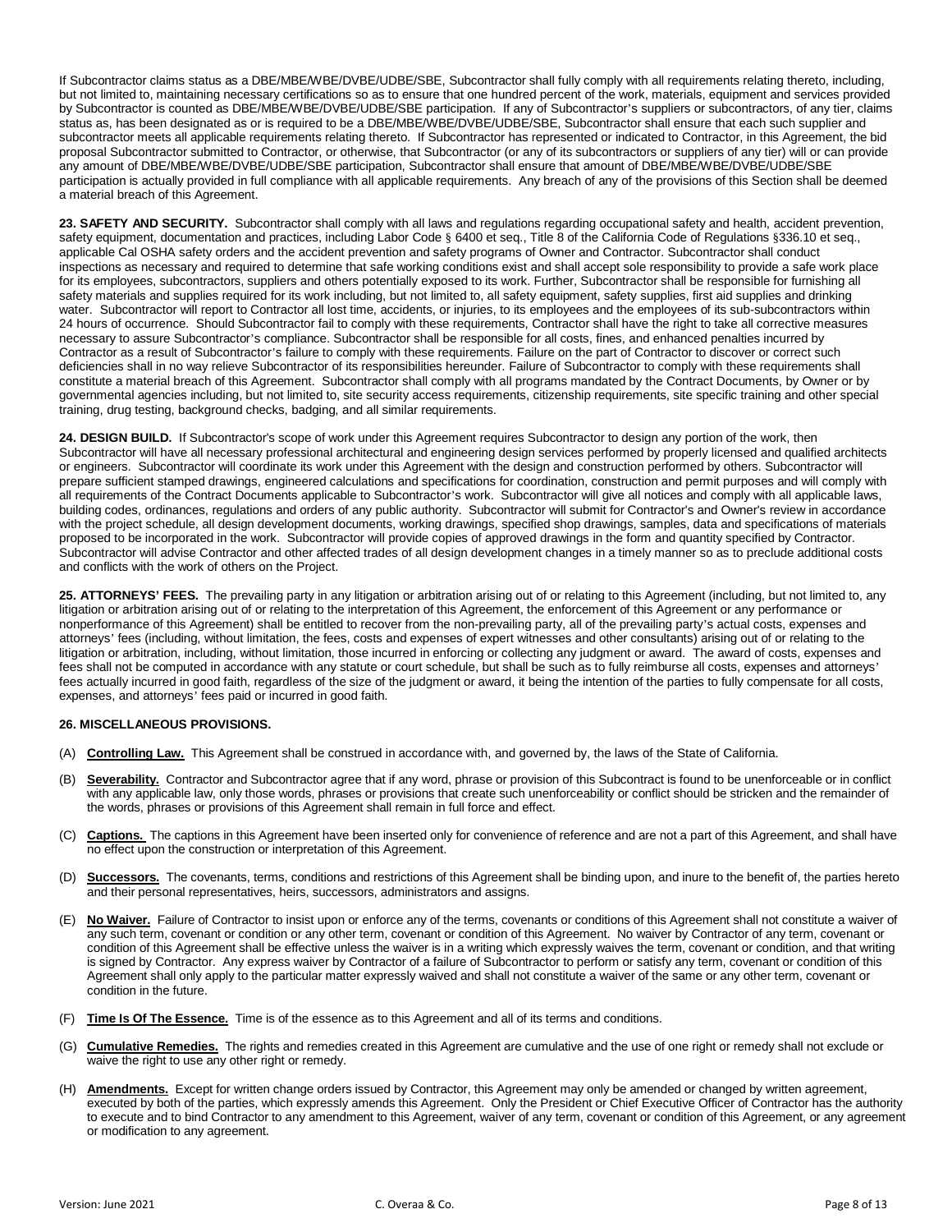If Subcontractor claims status as a DBE/MBE/WBE/DVBE/UDBE/SBE, Subcontractor shall fully comply with all requirements relating thereto, including, but not limited to, maintaining necessary certifications so as to ensure that one hundred percent of the work, materials, equipment and services provided by Subcontractor is counted as DBE/MBE/WBE/DVBE/UDBE/SBE participation. If any of Subcontractor's suppliers or subcontractors, of any tier, claims status as, has been designated as or is required to be a DBE/MBE/WBE/DVBE/UDBE/SBE, Subcontractor shall ensure that each such supplier and subcontractor meets all applicable requirements relating thereto. If Subcontractor has represented or indicated to Contractor, in this Agreement, the bid proposal Subcontractor submitted to Contractor, or otherwise, that Subcontractor (or any of its subcontractors or suppliers of any tier) will or can provide any amount of DBE/MBE/WBE/DVBE/UDBE/SBE participation, Subcontractor shall ensure that amount of DBE/MBE/WBE/DVBE/UDBE/SBE participation is actually provided in full compliance with all applicable requirements. Any breach of any of the provisions of this Section shall be deemed a material breach of this Agreement.

**23. SAFETY AND SECURITY.** Subcontractor shall comply with all laws and regulations regarding occupational safety and health, accident prevention, safety equipment, documentation and practices, including Labor Code § 6400 et seq., Title 8 of the California Code of Regulations §336.10 et seq., applicable Cal OSHA safety orders and the accident prevention and safety programs of Owner and Contractor. Subcontractor shall conduct inspections as necessary and required to determine that safe working conditions exist and shall accept sole responsibility to provide a safe work place for its employees, subcontractors, suppliers and others potentially exposed to its work. Further, Subcontractor shall be responsible for furnishing all safety materials and supplies required for its work including, but not limited to, all safety equipment, safety supplies, first aid supplies and drinking water. Subcontractor will report to Contractor all lost time, accidents, or injuries, to its employees and the employees of its sub-subcontractors within 24 hours of occurrence. Should Subcontractor fail to comply with these requirements, Contractor shall have the right to take all corrective measures necessary to assure Subcontractor's compliance. Subcontractor shall be responsible for all costs, fines, and enhanced penalties incurred by Contractor as a result of Subcontractor's failure to comply with these requirements. Failure on the part of Contractor to discover or correct such deficiencies shall in no way relieve Subcontractor of its responsibilities hereunder. Failure of Subcontractor to comply with these requirements shall constitute a material breach of this Agreement. Subcontractor shall comply with all programs mandated by the Contract Documents, by Owner or by governmental agencies including, but not limited to, site security access requirements, citizenship requirements, site specific training and other special training, drug testing, background checks, badging, and all similar requirements.

**24. DESIGN BUILD.** If Subcontractor's scope of work under this Agreement requires Subcontractor to design any portion of the work, then Subcontractor will have all necessary professional architectural and engineering design services performed by properly licensed and qualified architects or engineers. Subcontractor will coordinate its work under this Agreement with the design and construction performed by others. Subcontractor will prepare sufficient stamped drawings, engineered calculations and specifications for coordination, construction and permit purposes and will comply with all requirements of the Contract Documents applicable to Subcontractor's work. Subcontractor will give all notices and comply with all applicable laws, building codes, ordinances, regulations and orders of any public authority. Subcontractor will submit for Contractor's and Owner's review in accordance with the project schedule, all design development documents, working drawings, specified shop drawings, samples, data and specifications of materials proposed to be incorporated in the work. Subcontractor will provide copies of approved drawings in the form and quantity specified by Contractor. Subcontractor will advise Contractor and other affected trades of all design development changes in a timely manner so as to preclude additional costs and conflicts with the work of others on the Project.

**25. ATTORNEYS' FEES.** The prevailing party in any litigation or arbitration arising out of or relating to this Agreement (including, but not limited to, any litigation or arbitration arising out of or relating to the interpretation of this Agreement, the enforcement of this Agreement or any performance or nonperformance of this Agreement) shall be entitled to recover from the non-prevailing party, all of the prevailing party's actual costs, expenses and attorneys' fees (including, without limitation, the fees, costs and expenses of expert witnesses and other consultants) arising out of or relating to the litigation or arbitration, including, without limitation, those incurred in enforcing or collecting any judgment or award. The award of costs, expenses and fees shall not be computed in accordance with any statute or court schedule, but shall be such as to fully reimburse all costs, expenses and attorneys' fees actually incurred in good faith, regardless of the size of the judgment or award, it being the intention of the parties to fully compensate for all costs, expenses, and attorneys' fees paid or incurred in good faith.

**26. MISCELLANEOUS PROVISIONS.**

(A) **Controlling Law.** This Agreement shall be construed in accordance with, and governed by, the laws of the State of California.

(B) **Severability.** Contractor and Subcontractor agree that if any word, phrase or provision of this Subcontract is found to be unenforceable or in conflict with any applicable law, only those words, phrases or provisions that create such unenforceability or conflict should be stricken and the remainder of the words, phrases or provisions of this Agreement shall remain in full force and effect.

(C) **Captions.** The captions in this Agreement have been inserted only for convenience of reference and are not a part of this Agreement, and shall have no effect upon the construction or interpretation of this Agreement.

(D) **Successors.** The covenants, terms, conditions and restrictions of this Agreement shall be binding upon, and inure to the benefit of, the parties hereto and their personal representatives, heirs, successors, administrators and assigns.

(E) **No Waiver.** Failure of Contractor to insist upon or enforce any of the terms, covenants or conditions of this Agreement shall not constitute a waiver of any such term, covenant or condition or any other term, covenant or condition of this Agreement. No waiver by Contractor of any term, covenant or condition of this Agreement shall be effective unless the waiver is in a writing which expressly waives the term, covenant or condition, and that writing is signed by Contractor. Any express waiver by Contractor of a failure of Subcontractor to perform or satisfy any term, covenant or condition of this Agreement shall only apply to the particular matter expressly waived and shall not constitute a waiver of the same or any other term, covenant or condition in the future.

(F) **Time Is Of The Essence.** Time is of the essence as to this Agreement and all of its terms and conditions.

(G) **Cumulative Remedies.** The rights and remedies created in this Agreement are cumulative and the use of one right or remedy shall not exclude or waive the right to use any other right or remedy.

(H) **Amendments.** Except for written change orders issued by Contractor, this Agreement may only be amended or changed by written agreement, executed by both of the parties, which expressly amends this Agreement. Only the President or Chief Executive Officer of Contractor has the authority to execute and to bind Contractor to any amendment to this Agreement, waiver of any term, covenant or condition of this Agreement, or any agreement or modification to any agreement.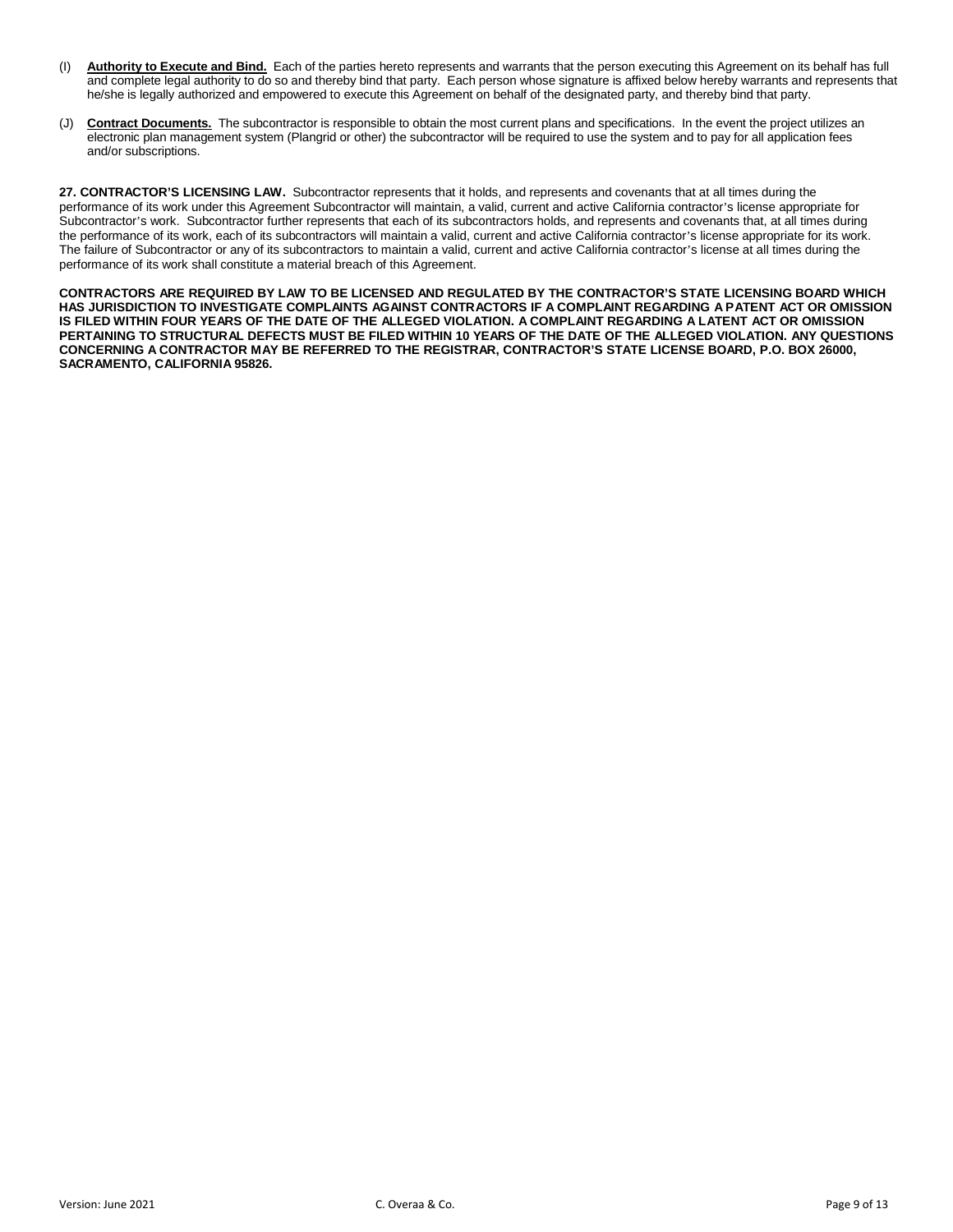(I) **Authority to Execute and Bind.** Each of the parties hereto represents and warrants that the person executing this Agreement on its behalf has full and complete legal authority to do so and thereby bind that party. Each person whose signature is affixed below hereby warrants and represents that he/she is legally authorized and empowered to execute this Agreement on behalf of the designated party, and thereby bind that party.

(J) **Contract Documents.** The subcontractor is responsible to obtain the most current plans and specifications. In the event the project utilizes an electronic plan management system (Plangrid or other) the subcontractor will be required to use the system and to pay for all application fees and/or subscriptions.

**27. CONTRACTOR'S LICENSING LAW.** Subcontractor represents that it holds, and represents and covenants that at all times during the performance of its work under this Agreement Subcontractor will maintain, a valid, current and active California contractor's license appropriate for Subcontractor's work. Subcontractor further represents that each of its subcontractors holds, and represents and covenants that, at all times during the performance of its work, each of its subcontractors will maintain a valid, current and active California contractor's license appropriate for its work. The failure of Subcontractor or any of its subcontractors to maintain a valid, current and active California contractor's license at all times during the performance of its work shall constitute a material breach of this Agreement.

**CONTRACTORS ARE REQUIRED BY LAW TO BE LICENSED AND REGULATED BY THE CONTRACTOR'S STATE LICENSING BOARD WHICH HAS JURISDICTION TO INVESTIGATE COMPLAINTS AGAINST CONTRACTORS IF A COMPLAINT REGARDING A PATENT ACT OR OMISSION IS FILED WITHIN FOUR YEARS OF THE DATE OF THE ALLEGED VIOLATION. A COMPLAINT REGARDING A LATENT ACT OR OMISSION PERTAINING TO STRUCTURAL DEFECTS MUST BE FILED WITHIN 10 YEARS OF THE DATE OF THE ALLEGED VIOLATION. ANY QUESTIONS CONCERNING A CONTRACTOR MAY BE REFERRED TO THE REGISTRAR, CONTRACTOR'S STATE LICENSE BOARD, P.O. BOX 26000, SACRAMENTO, CALIFORNIA 95826.**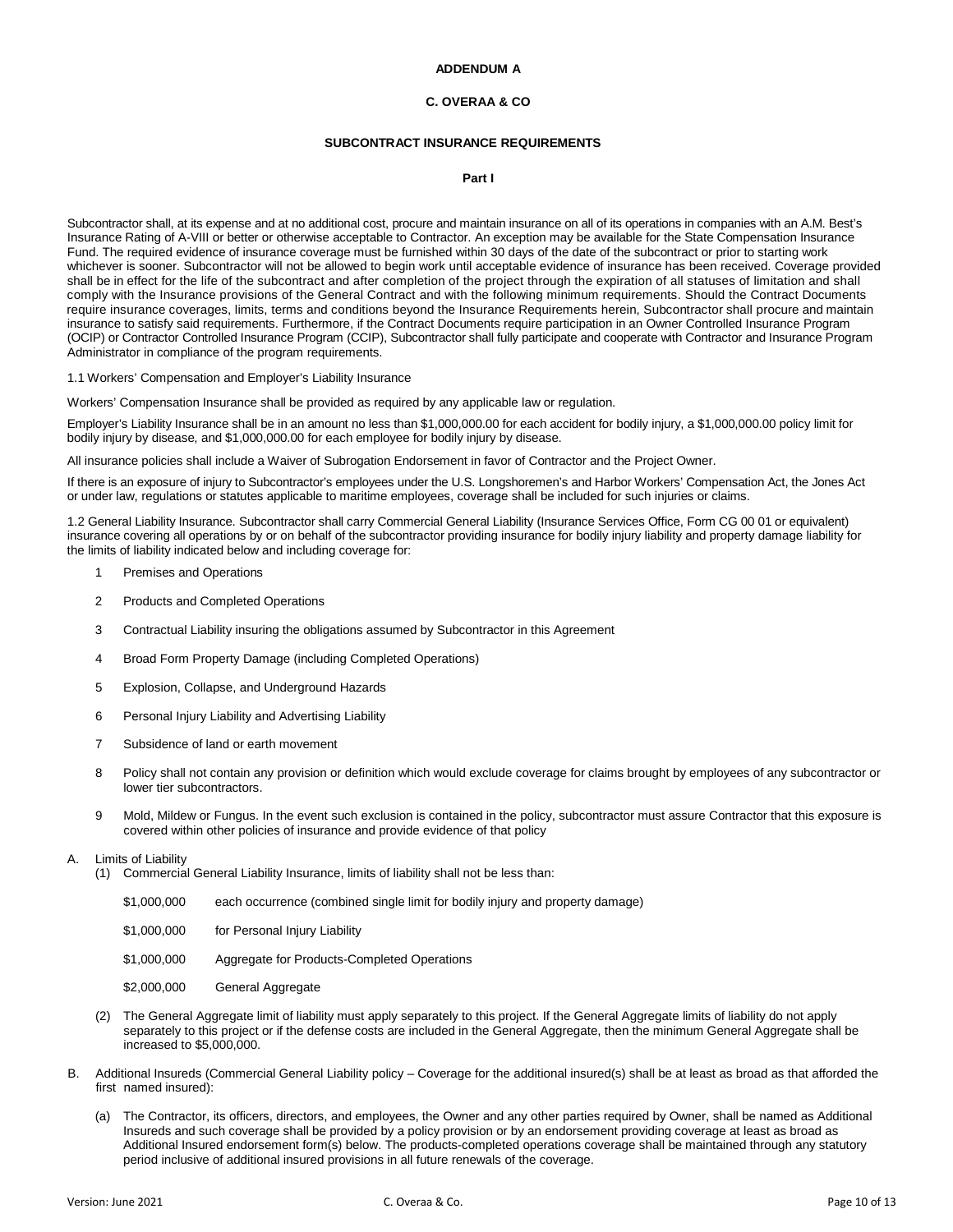**ADDENDUM A**

**C. OVERAA & CO**

**SUBCONTRACT INSURANCE REQUIREMENTS**

**Part I**

Subcontractor shall, at its expense and at no additional cost, procure and maintain insurance on all of its operations in companies with an A.M. Best's Insurance Rating of A-VIII or better or otherwise acceptable to Contractor. An exception may be available for the State Compensation Insurance Fund. The required evidence of insurance coverage must be furnished within 30 days of the date of the subcontract or prior to starting work whichever is sooner. Subcontractor will not be allowed to begin work until acceptable evidence of insurance has been received. Coverage provided shall be in effect for the life of the subcontract and after completion of the project through the expiration of all statuses of limitation and shall comply with the Insurance provisions of the General Contract and with the following minimum requirements. Should the Contract Documents require insurance coverages, limits, terms and conditions beyond the Insurance Requirements herein, Subcontractor shall procure and maintain insurance to satisfy said requirements. Furthermore, if the Contract Documents require participation in an Owner Controlled Insurance Program (OCIP) or Contractor Controlled Insurance Program (CCIP), Subcontractor shall fully participate and cooperate with Contractor and Insurance Program Administrator in compliance of the program requirements.

1.1 Workers' Compensation and Employer's Liability Insurance

Workers' Compensation Insurance shall be provided as required by any applicable law or regulation.

Employer's Liability Insurance shall be in an amount no less than $1,000,000.00 for each accident for bodily injury, a $1,000,000.00 policy limit for bodily injury by disease, and $1,000,000.00 for each employee for bodily injury by disease.

All insurance policies shall include a Waiver of Subrogation Endorsement in favor of Contractor and the Project Owner.

If there is an exposure of injury to Subcontractor's employees under the U.S. Longshoremen's and Harbor Workers' Compensation Act, the Jones Act or under law, regulations or statutes applicable to maritime employees, coverage shall be included for such injuries or claims.

1.2 General Liability Insurance. Subcontractor shall carry Commercial General Liability (Insurance Services Office, Form CG 00 01 or equivalent) insurance covering all operations by or on behalf of the subcontractor providing insurance for bodily injury liability and property damage liability for the limits of liability indicated below and including coverage for:

1. Premises and Operations
2. Products and Completed Operations
3. Contractual Liability insuring the obligations assumed by Subcontractor in this Agreement
4. Broad Form Property Damage (including Completed Operations)
5. Explosion, Collapse, and Underground Hazards
6. Personal Injury Liability and Advertising Liability
7. Subsidence of land or earth movement
8. Policy shall not contain any provision or definition which would exclude coverage for claims brought by employees of any subcontractor or lower tier subcontractors.
9. Mold, Mildew or Fungus. In the event such exclusion is contained in the policy, subcontractor must assure Contractor that this exposure is covered within other policies of insurance and provide evidence of that policy

A. Limits of Liability

(1) Commercial General Liability Insurance, limits of liability shall not be less than:

| | |
|---|---|
| $1,000,000 | each occurrence (combined single limit for bodily injury and property damage) |
| $1,000,000 | for Personal Injury Liability |
| $1,000,000 | Aggregate for Products-Completed Operations |
| $2,000,000 | General Aggregate |

(2) The General Aggregate limit of liability must apply separately to this project. If the General Aggregate limits of liability do not apply separately to this project or if the defense costs are included in the General Aggregate, then the minimum General Aggregate shall be increased to $5,000,000.

B. Additional Insureds (Commercial General Liability policy – Coverage for the additional insured(s) shall be at least as broad as that afforded the first named insured):

(a) The Contractor, its officers, directors, and employees, the Owner and any other parties required by Owner, shall be named as Additional Insureds and such coverage shall be provided by a policy provision or by an endorsement providing coverage at least as broad as Additional Insured endorsement form(s) below. The products-completed operations coverage shall be maintained through any statutory period inclusive of additional insured provisions in all future renewals of the coverage.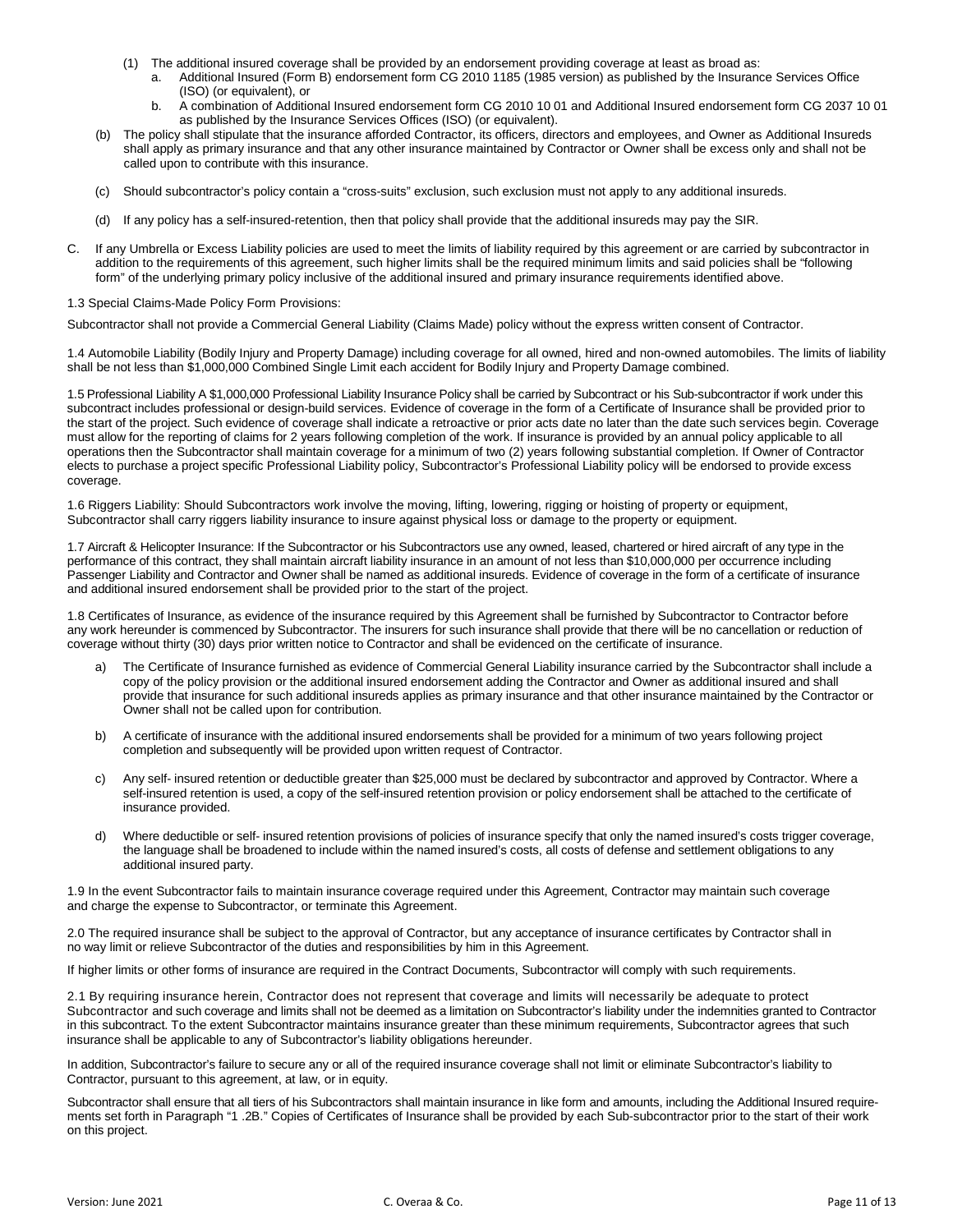(1) The additional insured coverage shall be provided by an endorsement providing coverage at least as broad as:
    a. Additional Insured (Form B) endorsement form CG 2010 1185 (1985 version) as published by the Insurance Services Office (ISO) (or equivalent), or
    b. A combination of Additional Insured endorsement form CG 2010 10 01 and Additional Insured endorsement form CG 2037 10 01 as published by the Insurance Services Offices (ISO) (or equivalent).

(b) The policy shall stipulate that the insurance afforded Contractor, its officers, directors and employees, and Owner as Additional Insureds shall apply as primary insurance and that any other insurance maintained by Contractor or Owner shall be excess only and shall not be called upon to contribute with this insurance.

(c) Should subcontractor's policy contain a "cross-suits" exclusion, such exclusion must not apply to any additional insureds.

(d) If any policy has a self-insured-retention, then that policy shall provide that the additional insureds may pay the SIR.

C. If any Umbrella or Excess Liability policies are used to meet the limits of liability required by this agreement or are carried by subcontractor in addition to the requirements of this agreement, such higher limits shall be the required minimum limits and said policies shall be "following form" of the underlying primary policy inclusive of the additional insured and primary insurance requirements identified above.

1.3 Special Claims-Made Policy Form Provisions:

Subcontractor shall not provide a Commercial General Liability (Claims Made) policy without the express written consent of Contractor.

1.4 Automobile Liability (Bodily Injury and Property Damage) including coverage for all owned, hired and non-owned automobiles. The limits of liability shall be not less than $1,000,000 Combined Single Limit each accident for Bodily Injury and Property Damage combined.

1.5 Professional Liability A $1,000,000 Professional Liability Insurance Policy shall be carried by Subcontract or his Sub-subcontractor if work under this subcontract includes professional or design-build services. Evidence of coverage in the form of a Certificate of Insurance shall be provided prior to the start of the project. Such evidence of coverage shall indicate a retroactive or prior acts date no later than the date such services begin. Coverage must allow for the reporting of claims for 2 years following completion of the work. If insurance is provided by an annual policy applicable to all operations then the Subcontractor shall maintain coverage for a minimum of two (2) years following substantial completion. If Owner of Contractor elects to purchase a project specific Professional Liability policy, Subcontractor's Professional Liability policy will be endorsed to provide excess coverage.

1.6 Riggers Liability: Should Subcontractors work involve the moving, lifting, lowering, rigging or hoisting of property or equipment, Subcontractor shall carry riggers liability insurance to insure against physical loss or damage to the property or equipment.

1.7 Aircraft & Helicopter Insurance: If the Subcontractor or his Subcontractors use any owned, leased, chartered or hired aircraft of any type in the performance of this contract, they shall maintain aircraft liability insurance in an amount of not less than $10,000,000 per occurrence including Passenger Liability and Contractor and Owner shall be named as additional insureds. Evidence of coverage in the form of a certificate of insurance and additional insured endorsement shall be provided prior to the start of the project.

1.8 Certificates of Insurance, as evidence of the insurance required by this Agreement shall be furnished by Subcontractor to Contractor before any work hereunder is commenced by Subcontractor. The insurers for such insurance shall provide that there will be no cancellation or reduction of coverage without thirty (30) days prior written notice to Contractor and shall be evidenced on the certificate of insurance.

a) The Certificate of Insurance furnished as evidence of Commercial General Liability insurance carried by the Subcontractor shall include a copy of the policy provision or the additional insured endorsement adding the Contractor and Owner as additional insured and shall provide that insurance for such additional insureds applies as primary insurance and that other insurance maintained by the Contractor or Owner shall not be called upon for contribution.

b) A certificate of insurance with the additional insured endorsements shall be provided for a minimum of two years following project completion and subsequently will be provided upon written request of Contractor.

c) Any self- insured retention or deductible greater than $25,000 must be declared by subcontractor and approved by Contractor. Where a self-insured retention is used, a copy of the self-insured retention provision or policy endorsement shall be attached to the certificate of insurance provided.

d) Where deductible or self- insured retention provisions of policies of insurance specify that only the named insured's costs trigger coverage, the language shall be broadened to include within the named insured's costs, all costs of defense and settlement obligations to any additional insured party.

1.9 In the event Subcontractor fails to maintain insurance coverage required under this Agreement, Contractor may maintain such coverage and charge the expense to Subcontractor, or terminate this Agreement.

2.0 The required insurance shall be subject to the approval of Contractor, but any acceptance of insurance certificates by Contractor shall in no way limit or relieve Subcontractor of the duties and responsibilities by him in this Agreement.

If higher limits or other forms of insurance are required in the Contract Documents, Subcontractor will comply with such requirements.

2.1 By requiring insurance herein, Contractor does not represent that coverage and limits will necessarily be adequate to protect Subcontractor and such coverage and limits shall not be deemed as a limitation on Subcontractor's liability under the indemnities granted to Contractor in this subcontract. To the extent Subcontractor maintains insurance greater than these minimum requirements, Subcontractor agrees that such insurance shall be applicable to any of Subcontractor's liability obligations hereunder.

In addition, Subcontractor's failure to secure any or all of the required insurance coverage shall not limit or eliminate Subcontractor's liability to Contractor, pursuant to this agreement, at law, or in equity.

Subcontractor shall ensure that all tiers of his Subcontractors shall maintain insurance in like form and amounts, including the Additional Insured requirements set forth in Paragraph "1 .2B." Copies of Certificates of Insurance shall be provided by each Sub-subcontractor prior to the start of their work on this project.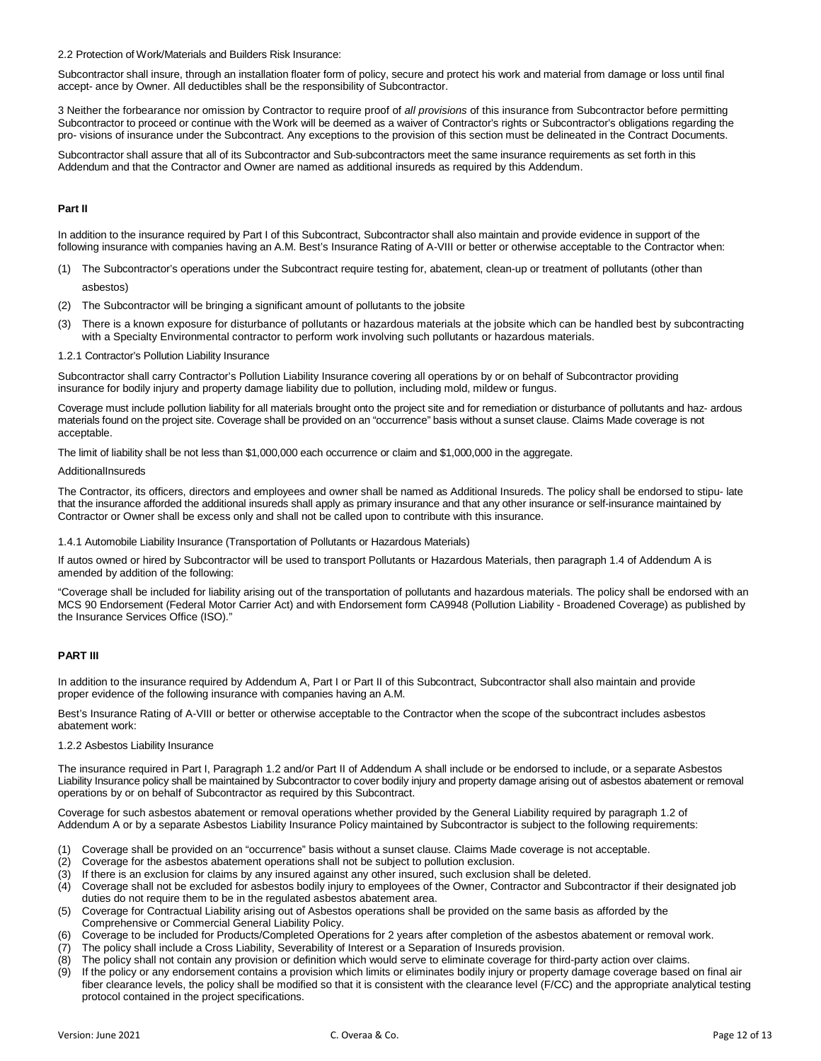2.2 Protection of Work/Materials and Builders Risk Insurance:

Subcontractor shall insure, through an installation floater form of policy, secure and protect his work and material from damage or loss until final accept- ance by Owner. All deductibles shall be the responsibility of Subcontractor.

3 Neither the forbearance nor omission by Contractor to require proof of *all provisions* of this insurance from Subcontractor before permitting Subcontractor to proceed or continue with the Work will be deemed as a waiver of Contractor's rights or Subcontractor's obligations regarding the pro- visions of insurance under the Subcontract. Any exceptions to the provision of this section must be delineated in the Contract Documents.

Subcontractor shall assure that all of its Subcontractor and Sub-subcontractors meet the same insurance requirements as set forth in this Addendum and that the Contractor and Owner are named as additional insureds as required by this Addendum.

**Part II**

In addition to the insurance required by Part I of this Subcontract, Subcontractor shall also maintain and provide evidence in support of the following insurance with companies having an A.M. Best's Insurance Rating of A-VIII or better or otherwise acceptable to the Contractor when:

(1) The Subcontractor's operations under the Subcontract require testing for, abatement, clean-up or treatment of pollutants (other than asbestos)
(2) The Subcontractor will be bringing a significant amount of pollutants to the jobsite
(3) There is a known exposure for disturbance of pollutants or hazardous materials at the jobsite which can be handled best by subcontracting with a Specialty Environmental contractor to perform work involving such pollutants or hazardous materials.

1.2.1 Contractor's Pollution Liability Insurance

Subcontractor shall carry Contractor's Pollution Liability Insurance covering all operations by or on behalf of Subcontractor providing insurance for bodily injury and property damage liability due to pollution, including mold, mildew or fungus.

Coverage must include pollution liability for all materials brought onto the project site and for remediation or disturbance of pollutants and haz- ardous materials found on the project site. Coverage shall be provided on an "occurrence" basis without a sunset clause. Claims Made coverage is not acceptable.

The limit of liability shall be not less than $1,000,000 each occurrence or claim and $1,000,000 in the aggregate.

AdditionalInsureds

The Contractor, its officers, directors and employees and owner shall be named as Additional Insureds. The policy shall be endorsed to stipu- late that the insurance afforded the additional insureds shall apply as primary insurance and that any other insurance or self-insurance maintained by Contractor or Owner shall be excess only and shall not be called upon to contribute with this insurance.

1.4.1 Automobile Liability Insurance (Transportation of Pollutants or Hazardous Materials)

If autos owned or hired by Subcontractor will be used to transport Pollutants or Hazardous Materials, then paragraph 1.4 of Addendum A is amended by addition of the following:

"Coverage shall be included for liability arising out of the transportation of pollutants and hazardous materials. The policy shall be endorsed with an MCS 90 Endorsement (Federal Motor Carrier Act) and with Endorsement form CA9948 (Pollution Liability - Broadened Coverage) as published by the Insurance Services Office (ISO)."

**PART III**

In addition to the insurance required by Addendum A, Part I or Part II of this Subcontract, Subcontractor shall also maintain and provide proper evidence of the following insurance with companies having an A.M.

Best's Insurance Rating of A-VIII or better or otherwise acceptable to the Contractor when the scope of the subcontract includes asbestos abatement work:

1.2.2 Asbestos Liability Insurance

The insurance required in Part I, Paragraph 1.2 and/or Part II of Addendum A shall include or be endorsed to include, or a separate Asbestos Liability Insurance policy shall be maintained by Subcontractor to cover bodily injury and property damage arising out of asbestos abatement or removal operations by or on behalf of Subcontractor as required by this Subcontract.

Coverage for such asbestos abatement or removal operations whether provided by the General Liability required by paragraph 1.2 of Addendum A or by a separate Asbestos Liability Insurance Policy maintained by Subcontractor is subject to the following requirements:

(1) Coverage shall be provided on an "occurrence" basis without a sunset clause. Claims Made coverage is not acceptable.
(2) Coverage for the asbestos abatement operations shall not be subject to pollution exclusion.
(3) If there is an exclusion for claims by any insured against any other insured, such exclusion shall be deleted.
(4) Coverage shall not be excluded for asbestos bodily injury to employees of the Owner, Contractor and Subcontractor if their designated job duties do not require them to be in the regulated asbestos abatement area.
(5) Coverage for Contractual Liability arising out of Asbestos operations shall be provided on the same basis as afforded by the Comprehensive or Commercial General Liability Policy.
(6) Coverage to be included for Products/Completed Operations for 2 years after completion of the asbestos abatement or removal work.
(7) The policy shall include a Cross Liability, Severability of Interest or a Separation of Insureds provision.
(8) The policy shall not contain any provision or definition which would serve to eliminate coverage for third-party action over claims.
(9) If the policy or any endorsement contains a provision which limits or eliminates bodily injury or property damage coverage based on final air fiber clearance levels, the policy shall be modified so that it is consistent with the clearance level (F/CC) and the appropriate analytical testing protocol contained in the project specifications.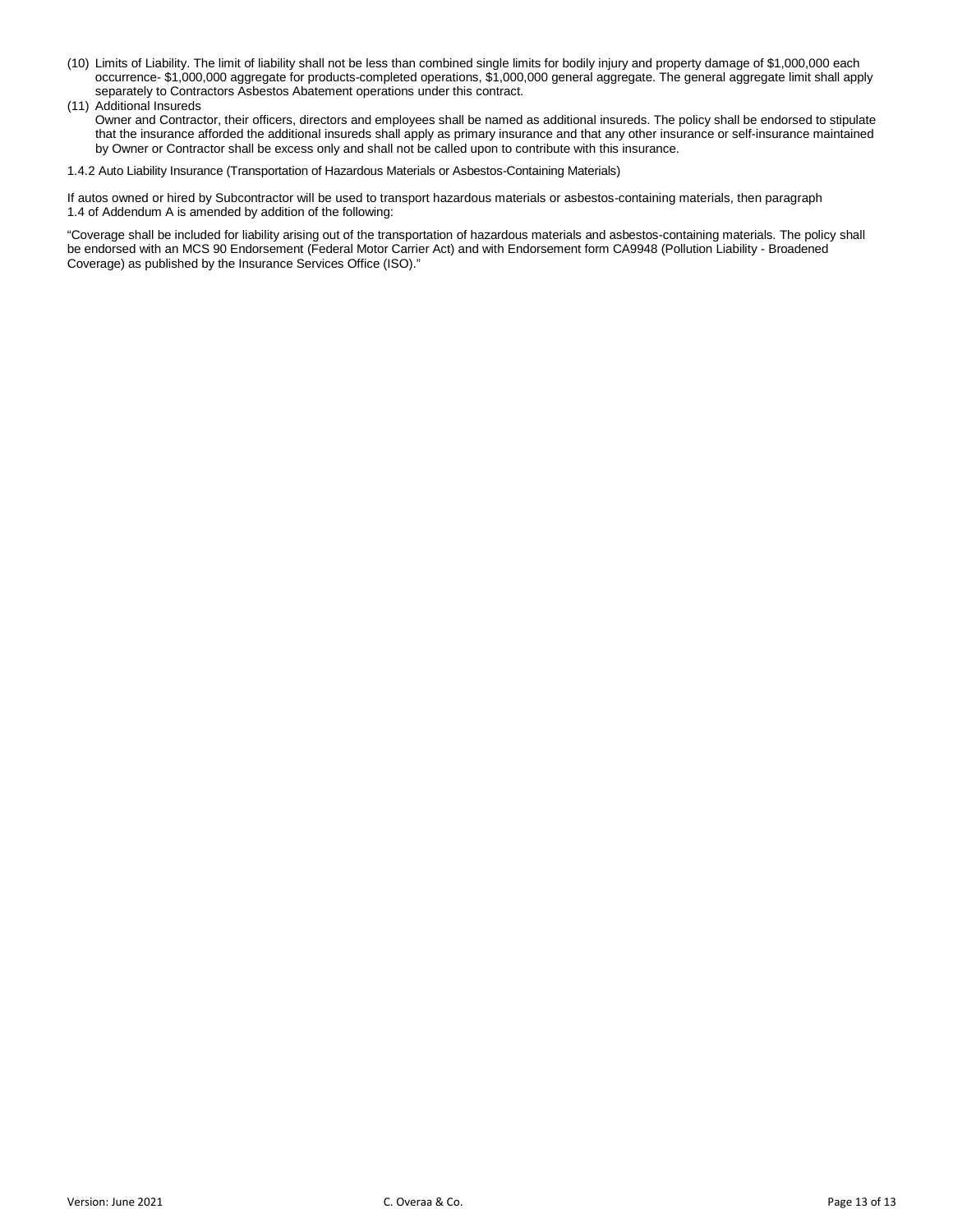(10) Limits of Liability. The limit of liability shall not be less than combined single limits for bodily injury and property damage of $1,000,000 each occurrence- $1,000,000 aggregate for products-completed operations, $1,000,000 general aggregate. The general aggregate limit shall apply separately to Contractors Asbestos Abatement operations under this contract.

(11) Additional Insureds
Owner and Contractor, their officers, directors and employees shall be named as additional insureds. The policy shall be endorsed to stipulate that the insurance afforded the additional insureds shall apply as primary insurance and that any other insurance or self-insurance maintained by Owner or Contractor shall be excess only and shall not be called upon to contribute with this insurance.

1.4.2 Auto Liability Insurance (Transportation of Hazardous Materials or Asbestos-Containing Materials)

If autos owned or hired by Subcontractor will be used to transport hazardous materials or asbestos-containing materials, then paragraph 1.4 of Addendum A is amended by addition of the following:

"Coverage shall be included for liability arising out of the transportation of hazardous materials and asbestos-containing materials. The policy shall be endorsed with an MCS 90 Endorsement (Federal Motor Carrier Act) and with Endorsement form CA9948 (Pollution Liability - Broadened Coverage) as published by the Insurance Services Office (ISO)."